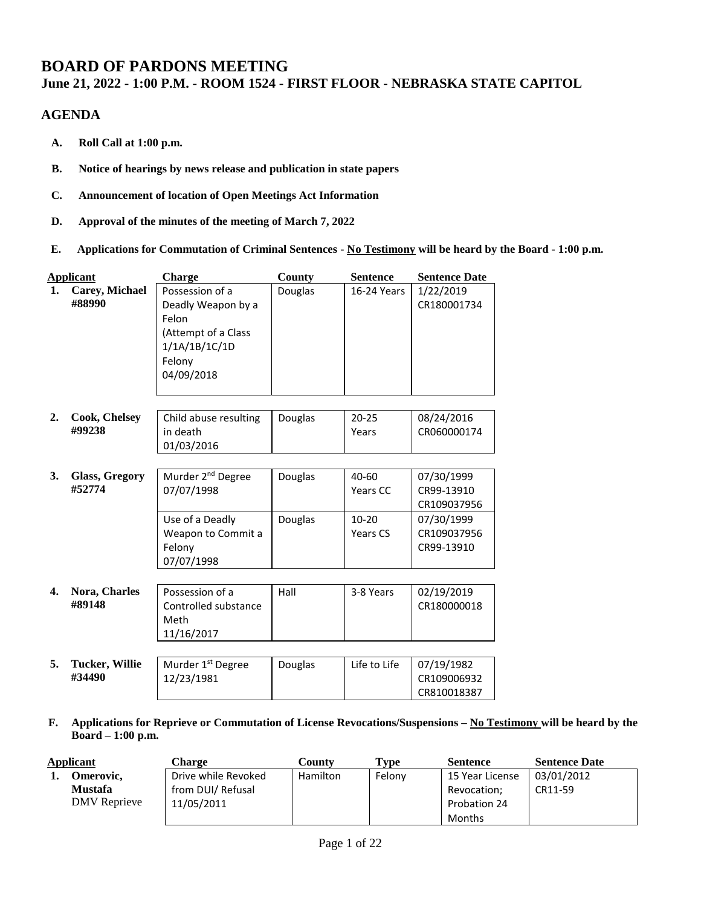# BOARD OF PARDONS MEETING

## June 21, 2022 - 1:00 P.M. - ROOM 1524 - FIRST FLOOR - NEBRASKA STATE CAPITOL

## AGENDA

**A. Roll Call at 1:00 p.m.**

**B. Notice of hearings by news release and publication in state papers**

**C. Announcement of location of Open Meetings Act Information**

**D. Approval of the minutes of the meeting of March 7, 2022**

**E. Applications for Commutation of Criminal Sentences - No Testimony will be heard by the Board - 1:00 p.m.**

| | Applicant | Charge | County | Sentence | Sentence Date |
|---|---|---|---|---|---|
| 1. | **Carey, Michael #88990** | Possession of a Deadly Weapon by a Felon (Attempt of a Class 1/1A/1B/1C/1D Felony 04/09/2018 | Douglas | 16-24 Years | 1/22/2019 CR180001734 |
| 2. | **Cook, Chelsey #99238** | Child abuse resulting in death 01/03/2016 | Douglas | 20-25 Years | 08/24/2016 CR060000174 |
| 3. | **Glass, Gregory #52774** | Murder 2nd Degree 07/07/1998 | Douglas | 40-60 Years CC | 07/30/1999 CR99-13910 CR109037956 |
| | | Use of a Deadly Weapon to Commit a Felony 07/07/1998 | Douglas | 10-20 Years CS | 07/30/1999 CR109037956 CR99-13910 |
| 4. | **Nora, Charles #89148** | Possession of a Controlled substance Meth 11/16/2017 | Hall | 3-8 Years | 02/19/2019 CR180000018 |
| 5. | **Tucker, Willie #34490** | Murder 1st Degree 12/23/1981 | Douglas | Life to Life | 07/19/1982 CR109006932 CR810018387 |

**F. Applications for Reprieve or Commutation of License Revocations/Suspensions – No Testimony will be heard by the Board – 1:00 p.m.**

| | Applicant | Charge | County | Type | Sentence | Sentence Date |
|---|---|---|---|---|---|---|
| 1. | **Omerovic, Mustafa** DMV Reprieve | Drive while Revoked from DUI/ Refusal 11/05/2011 | Hamilton | Felony | 15 Year License Revocation; Probation 24 Months | 03/01/2012 CR11-59 |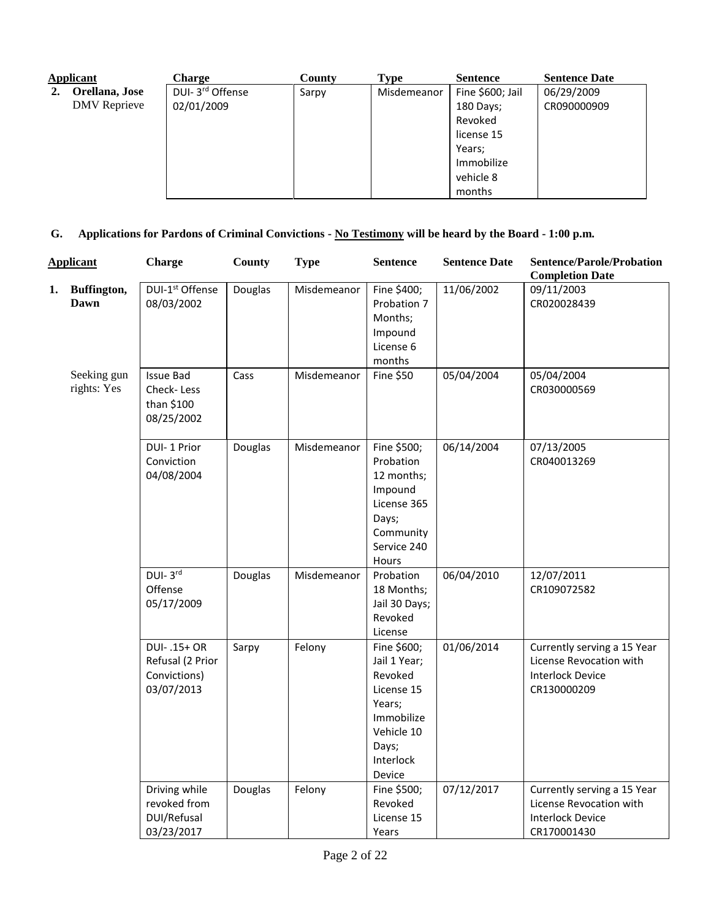| Applicant | Charge | County | Type | Sentence | Sentence Date |
|---|---|---|---|---|---|
| **2. Orellana, Jose** DMV Reprieve | DUI- 3rd Offense 02/01/2009 | Sarpy | Misdemeanor | Fine $600; Jail 180 Days; Revoked license 15 Years; Immobilize vehicle 8 months | 06/29/2009 CR090000909 |

## G. Applications for Pardons of Criminal Convictions - No Testimony will be heard by the Board - 1:00 p.m.

| Applicant | Charge | County | Type | Sentence | Sentence Date | Sentence/Parole/Probation Completion Date |
|---|---|---|---|---|---|---|
| **1. Buffington, Dawn** | DUI-1st Offense 08/03/2002 | Douglas | Misdemeanor | Fine $400; Probation 7 Months; Impound License 6 months | 11/06/2002 | 09/11/2003 CR020028439 |
| Seeking gun rights: Yes | Issue Bad Check- Less than $100 08/25/2002 | Cass | Misdemeanor | Fine $50 | 05/04/2004 | 05/04/2004 CR030000569 |
| | DUI- 1 Prior Conviction 04/08/2004 | Douglas | Misdemeanor | Fine $500; Probation 12 months; Impound License 365 Days; Community Service 240 Hours | 06/14/2004 | 07/13/2005 CR040013269 |
| | DUI- 3rd Offense 05/17/2009 | Douglas | Misdemeanor | Probation 18 Months; Jail 30 Days; Revoked License | 06/04/2010 | 12/07/2011 CR109072582 |
| | DUI- .15+ OR Refusal (2 Prior Convictions) 03/07/2013 | Sarpy | Felony | Fine $600; Jail 1 Year; Revoked License 15 Years; Immobilize Vehicle 10 Days; Interlock Device | 01/06/2014 | Currently serving a 15 Year License Revocation with Interlock Device CR130000209 |
| | Driving while revoked from DUI/Refusal 03/23/2017 | Douglas | Felony | Fine $500; Revoked License 15 Years | 07/12/2017 | Currently serving a 15 Year License Revocation with Interlock Device CR170001430 |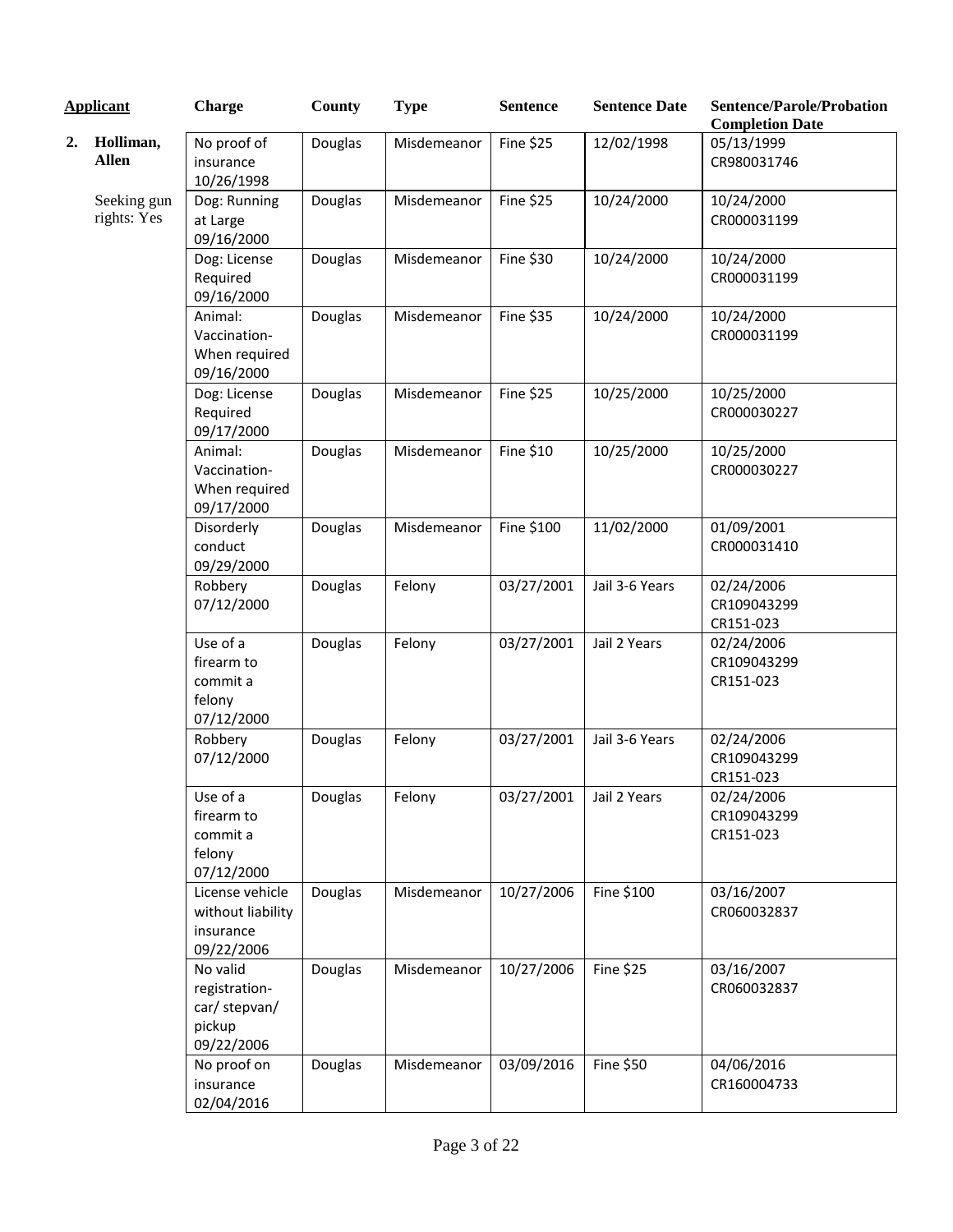| Applicant | Charge | County | Type | Sentence | Sentence Date | Sentence/Parole/Probation Completion Date |
|---|---|---|---|---|---|---|
| **2. Holliman, Allen** | No proof of insurance 10/26/1998 | Douglas | Misdemeanor | Fine $25 | 12/02/1998 | 05/13/1999 CR980031746 |
| Seeking gun rights: Yes | Dog: Running at Large 09/16/2000 | Douglas | Misdemeanor | Fine $25 | 10/24/2000 | 10/24/2000 CR000031199 |
| | Dog: License Required 09/16/2000 | Douglas | Misdemeanor | Fine $30 | 10/24/2000 | 10/24/2000 CR000031199 |
| | Animal: Vaccination- When required 09/16/2000 | Douglas | Misdemeanor | Fine $35 | 10/24/2000 | 10/24/2000 CR000031199 |
| | Dog: License Required 09/17/2000 | Douglas | Misdemeanor | Fine $25 | 10/25/2000 | 10/25/2000 CR000030227 |
| | Animal: Vaccination- When required 09/17/2000 | Douglas | Misdemeanor | Fine $10 | 10/25/2000 | 10/25/2000 CR000030227 |
| | Disorderly conduct 09/29/2000 | Douglas | Misdemeanor | Fine $100 | 11/02/2000 | 01/09/2001 CR000031410 |
| | Robbery 07/12/2000 | Douglas | Felony | 03/27/2001 | Jail 3-6 Years | 02/24/2006 CR109043299 CR151-023 |
| | Use of a firearm to commit a felony 07/12/2000 | Douglas | Felony | 03/27/2001 | Jail 2 Years | 02/24/2006 CR109043299 CR151-023 |
| | Robbery 07/12/2000 | Douglas | Felony | 03/27/2001 | Jail 3-6 Years | 02/24/2006 CR109043299 CR151-023 |
| | Use of a firearm to commit a felony 07/12/2000 | Douglas | Felony | 03/27/2001 | Jail 2 Years | 02/24/2006 CR109043299 CR151-023 |
| | License vehicle without liability insurance 09/22/2006 | Douglas | Misdemeanor | 10/27/2006 | Fine $100 | 03/16/2007 CR060032837 |
| | No valid registration- car/ stepvan/ pickup 09/22/2006 | Douglas | Misdemeanor | 10/27/2006 | Fine $25 | 03/16/2007 CR060032837 |
| | No proof on insurance 02/04/2016 | Douglas | Misdemeanor | 03/09/2016 | Fine $50 | 04/06/2016 CR160004733 |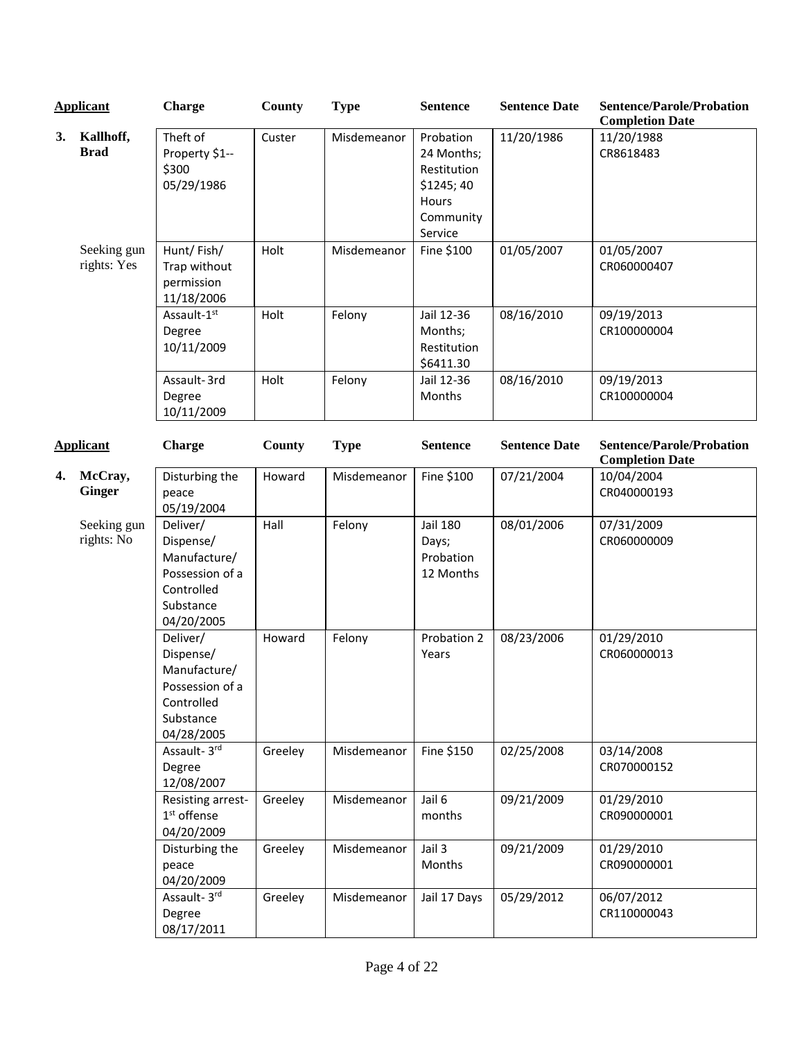| Applicant | Charge | County | Type | Sentence | Sentence Date | Sentence/Parole/Probation Completion Date |
|---|---|---|---|---|---|---|
| **3. Kallhoff, Brad** | Theft of Property $1--$300 05/29/1986 | Custer | Misdemeanor | Probation 24 Months; Restitution $1245; 40 Hours Community Service | 11/20/1986 | 11/20/1988 CR8618483 |
| Seeking gun rights: Yes | Hunt/ Fish/ Trap without permission 11/18/2006 | Holt | Misdemeanor | Fine $100 | 01/05/2007 | 01/05/2007 CR060000407 |
| | Assault-1st Degree 10/11/2009 | Holt | Felony | Jail 12-36 Months; Restitution $6411.30 | 08/16/2010 | 09/19/2013 CR100000004 |
| | Assault-3rd Degree 10/11/2009 | Holt | Felony | Jail 12-36 Months | 08/16/2010 | 09/19/2013 CR100000004 |

| Applicant | Charge | County | Type | Sentence | Sentence Date | Sentence/Parole/Probation Completion Date |
|---|---|---|---|---|---|---|
| **4. McCray, Ginger** | Disturbing the peace 05/19/2004 | Howard | Misdemeanor | Fine $100 | 07/21/2004 | 10/04/2004 CR040000193 |
| Seeking gun rights: No | Deliver/ Dispense/ Manufacture/ Possession of a Controlled Substance 04/20/2005 | Hall | Felony | Jail 180 Days; Probation 12 Months | 08/01/2006 | 07/31/2009 CR060000009 |
| | Deliver/ Dispense/ Manufacture/ Possession of a Controlled Substance 04/28/2005 | Howard | Felony | Probation 2 Years | 08/23/2006 | 01/29/2010 CR060000013 |
| | Assault- 3rd Degree 12/08/2007 | Greeley | Misdemeanor | Fine $150 | 02/25/2008 | 03/14/2008 CR070000152 |
| | Resisting arrest- 1st offense 04/20/2009 | Greeley | Misdemeanor | Jail 6 months | 09/21/2009 | 01/29/2010 CR090000001 |
| | Disturbing the peace 04/20/2009 | Greeley | Misdemeanor | Jail 3 Months | 09/21/2009 | 01/29/2010 CR090000001 |
| | Assault- 3rd Degree 08/17/2011 | Greeley | Misdemeanor | Jail 17 Days | 05/29/2012 | 06/07/2012 CR110000043 |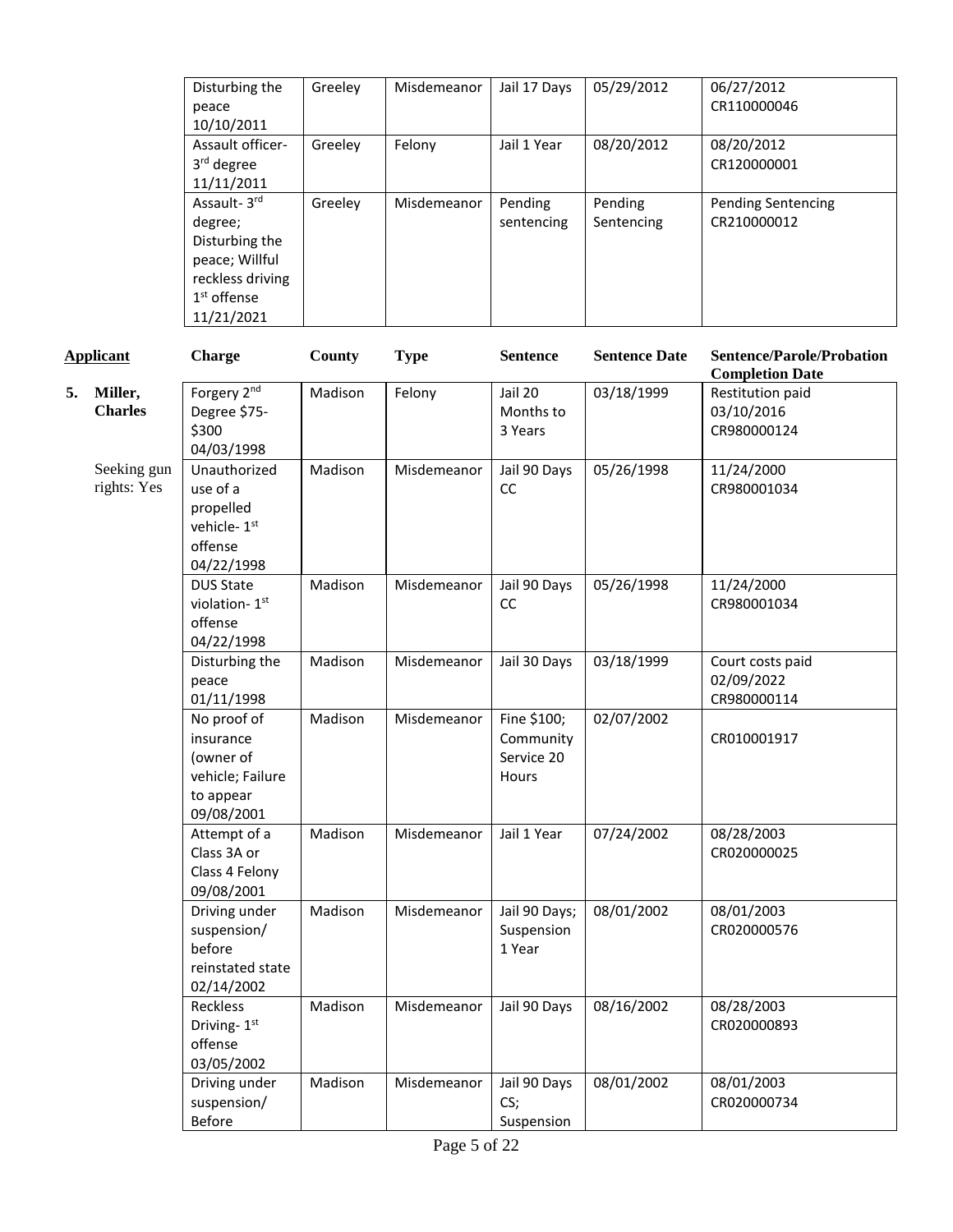| Applicant | Charge | County | Type | Sentence | Sentence Date | Sentence/Parole/Probation Completion Date |
|---|---|---|---|---|---|---|
| | Disturbing the peace 10/10/2011 | Greeley | Misdemeanor | Jail 17 Days | 05/29/2012 | 06/27/2012 CR110000046 |
| | Assault officer- 3rd degree 11/11/2011 | Greeley | Felony | Jail 1 Year | 08/20/2012 | 08/20/2012 CR120000001 |
| | Assault- 3rd degree; Disturbing the peace; Willful reckless driving 1st offense 11/21/2021 | Greeley | Misdemeanor | Pending sentencing | Pending Sentencing | Pending Sentencing CR210000012 |

| Applicant | Charge | County | Type | Sentence | Sentence Date | Sentence/Parole/Probation Completion Date |
|---|---|---|---|---|---|---|
| **5. Miller, Charles** | Forgery 2nd Degree $75-$300 04/03/1998 | Madison | Felony | Jail 20 Months to 3 Years | 03/18/1999 | Restitution paid 03/10/2016 CR980000124 |
| Seeking gun rights: Yes | Unauthorized use of a propelled vehicle- 1st offense 04/22/1998 | Madison | Misdemeanor | Jail 90 Days CC | 05/26/1998 | 11/24/2000 CR980001034 |
| | DUS State violation- 1st offense 04/22/1998 | Madison | Misdemeanor | Jail 90 Days CC | 05/26/1998 | 11/24/2000 CR980001034 |
| | Disturbing the peace 01/11/1998 | Madison | Misdemeanor | Jail 30 Days | 03/18/1999 | Court costs paid 02/09/2022 CR980000114 |
| | No proof of insurance (owner of vehicle; Failure to appear 09/08/2001 | Madison | Misdemeanor | Fine $100; Community Service 20 Hours | 02/07/2002 | CR010001917 |
| | Attempt of a Class 3A or Class 4 Felony 09/08/2001 | Madison | Misdemeanor | Jail 1 Year | 07/24/2002 | 08/28/2003 CR020000025 |
| | Driving under suspension/ before reinstated state 02/14/2002 | Madison | Misdemeanor | Jail 90 Days; Suspension 1 Year | 08/01/2002 | 08/01/2003 CR020000576 |
| | Reckless Driving- 1st offense 03/05/2002 | Madison | Misdemeanor | Jail 90 Days | 08/16/2002 | 08/28/2003 CR020000893 |
| | Driving under suspension/ Before | Madison | Misdemeanor | Jail 90 Days CS; Suspension | 08/01/2002 | 08/01/2003 CR020000734 |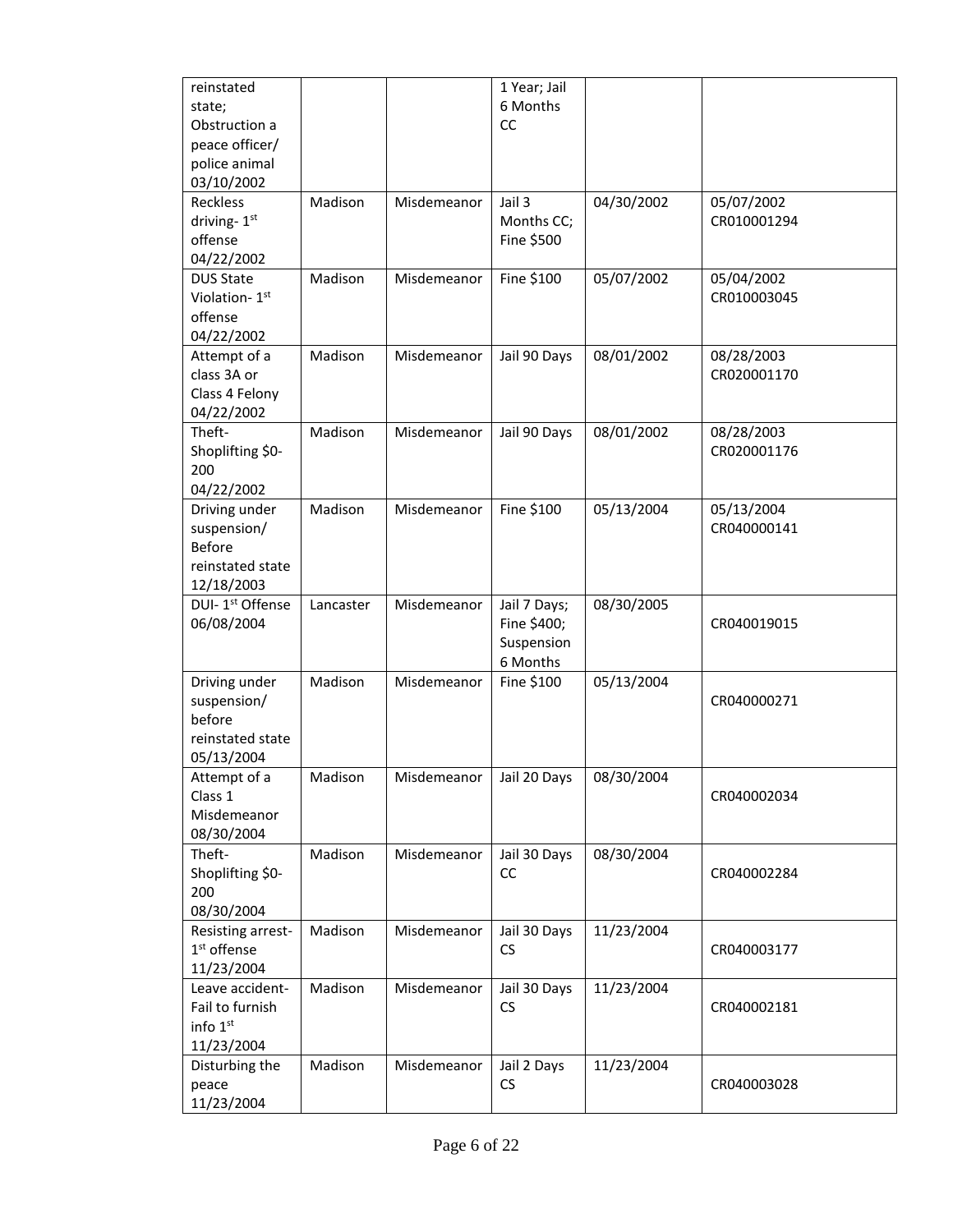| | | | | | |
|---|---|---|---|---|---|
| reinstated state; Obstruction a peace officer/ police animal 03/10/2002 | | | 1 Year; Jail 6 Months CC | | |
| Reckless driving- 1st offense 04/22/2002 | Madison | Misdemeanor | Jail 3 Months CC; Fine $500 | 04/30/2002 | 05/07/2002 CR010001294 |
| DUS State Violation- 1st offense 04/22/2002 | Madison | Misdemeanor | Fine $100 | 05/07/2002 | 05/04/2002 CR010003045 |
| Attempt of a class 3A or Class 4 Felony 04/22/2002 | Madison | Misdemeanor | Jail 90 Days | 08/01/2002 | 08/28/2003 CR020001170 |
| Theft- Shoplifting $0-200 04/22/2002 | Madison | Misdemeanor | Jail 90 Days | 08/01/2002 | 08/28/2003 CR020001176 |
| Driving under suspension/ Before reinstated state 12/18/2003 | Madison | Misdemeanor | Fine $100 | 05/13/2004 | 05/13/2004 CR040000141 |
| DUI- 1st Offense 06/08/2004 | Lancaster | Misdemeanor | Jail 7 Days; Fine $400; Suspension 6 Months | 08/30/2005 | CR040019015 |
| Driving under suspension/ before reinstated state 05/13/2004 | Madison | Misdemeanor | Fine $100 | 05/13/2004 | CR040000271 |
| Attempt of a Class 1 Misdemeanor 08/30/2004 | Madison | Misdemeanor | Jail 20 Days | 08/30/2004 | CR040002034 |
| Theft- Shoplifting $0-200 08/30/2004 | Madison | Misdemeanor | Jail 30 Days CC | 08/30/2004 | CR040002284 |
| Resisting arrest- 1st offense 11/23/2004 | Madison | Misdemeanor | Jail 30 Days CS | 11/23/2004 | CR040003177 |
| Leave accident- Fail to furnish info 1st 11/23/2004 | Madison | Misdemeanor | Jail 30 Days CS | 11/23/2004 | CR040002181 |
| Disturbing the peace 11/23/2004 | Madison | Misdemeanor | Jail 2 Days CS | 11/23/2004 | CR040003028 |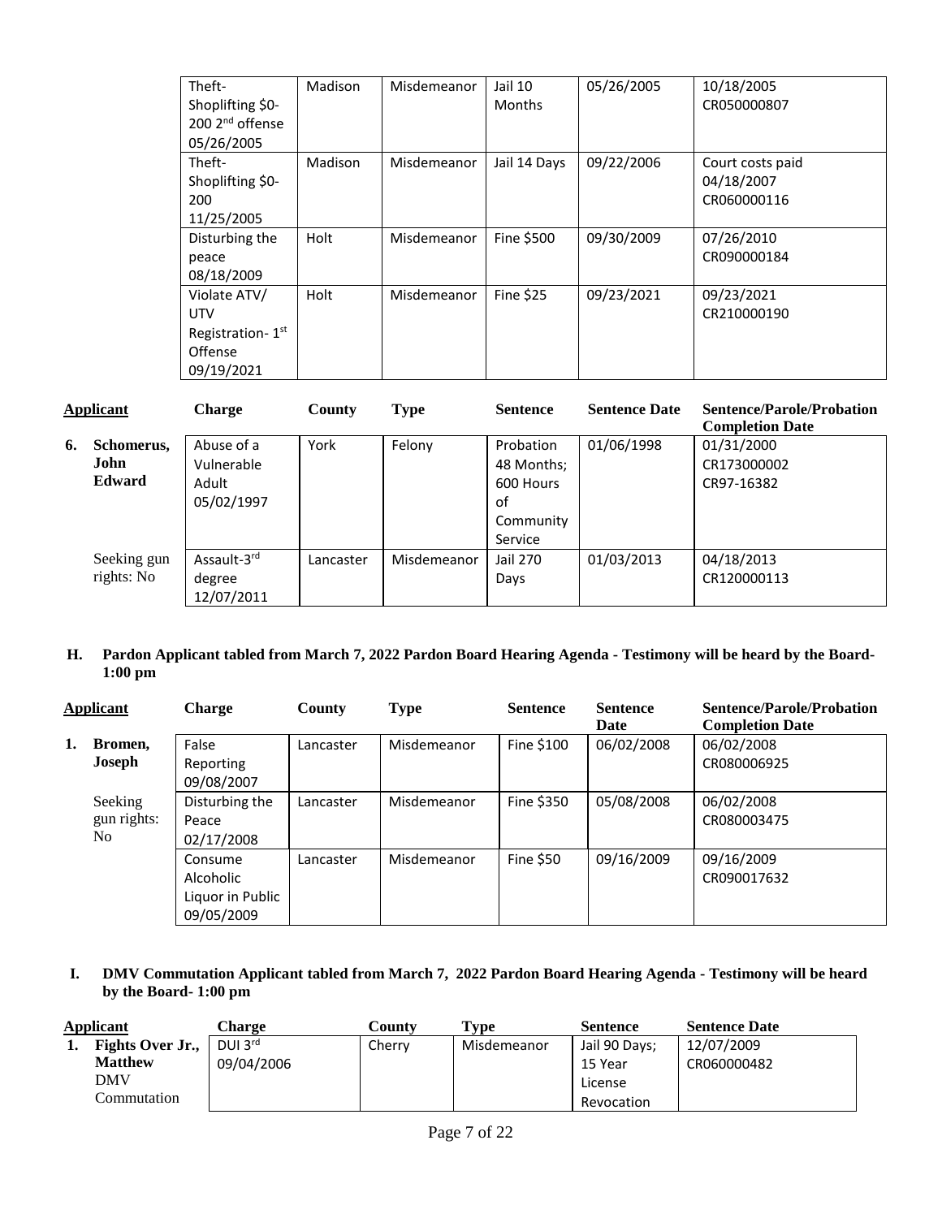| Applicant | Charge | County | Type | Sentence | Sentence Date | Sentence/Parole/Probation Completion Date |
|---|---|---|---|---|---|---|
| | Theft-Shoplifting $0-200 2nd offense 05/26/2005 | Madison | Misdemeanor | Jail 10 Months | 05/26/2005 | 10/18/2005 CR050000807 |
| | Theft-Shoplifting $0-200 11/25/2005 | Madison | Misdemeanor | Jail 14 Days | 09/22/2006 | Court costs paid 04/18/2007 CR060000116 |
| | Disturbing the peace 08/18/2009 | Holt | Misdemeanor | Fine $500 | 09/30/2009 | 07/26/2010 CR090000184 |
| | Violate ATV/ UTV Registration- 1st Offense 09/19/2021 | Holt | Misdemeanor | Fine $25 | 09/23/2021 | 09/23/2021 CR210000190 |

| Applicant | Charge | County | Type | Sentence | Sentence Date | Sentence/Parole/Probation Completion Date |
|---|---|---|---|---|---|---|
| **6. Schomerus, John Edward** | Abuse of a Vulnerable Adult 05/02/1997 | York | Felony | Probation 48 Months; 600 Hours of Community Service | 01/06/1998 | 01/31/2000 CR173000002 CR97-16382 |
| Seeking gun rights: No | Assault-3rd degree 12/07/2011 | Lancaster | Misdemeanor | Jail 270 Days | 01/03/2013 | 04/18/2013 CR120000113 |

**H. Pardon Applicant tabled from March 7, 2022 Pardon Board Hearing Agenda - Testimony will be heard by the Board- 1:00 pm**

| Applicant | Charge | County | Type | Sentence | Sentence Date | Sentence/Parole/Probation Completion Date |
|---|---|---|---|---|---|---|
| **1. Bromen, Joseph** | False Reporting 09/08/2007 | Lancaster | Misdemeanor | Fine $100 | 06/02/2008 | 06/02/2008 CR080006925 |
| Seeking gun rights: No | Disturbing the Peace 02/17/2008 | Lancaster | Misdemeanor | Fine $350 | 05/08/2008 | 06/02/2008 CR080003475 |
| | Consume Alcoholic Liquor in Public 09/05/2009 | Lancaster | Misdemeanor | Fine $50 | 09/16/2009 | 09/16/2009 CR090017632 |

**I. DMV Commutation Applicant tabled from March 7, 2022 Pardon Board Hearing Agenda - Testimony will be heard by the Board- 1:00 pm**

| Applicant | Charge | County | Type | Sentence | Sentence Date |
|---|---|---|---|---|---|
| **1. Fights Over Jr., Matthew** DMV Commutation | DUI 3rd 09/04/2006 | Cherry | Misdemeanor | Jail 90 Days; 15 Year License Revocation | 12/07/2009 CR060000482 |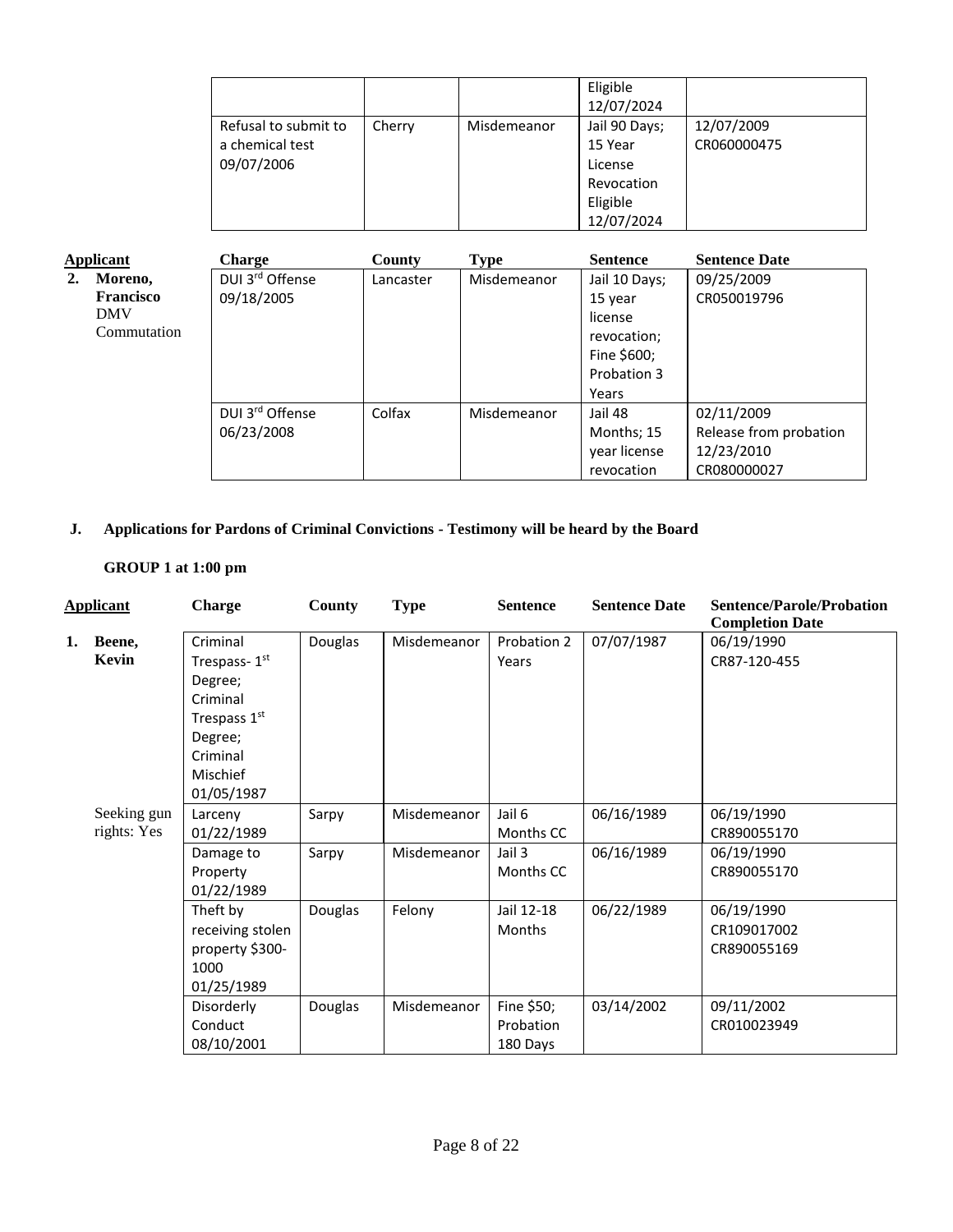| Charge | County | Type | Sentence | Sentence Date |
|---|---|---|---|---|
| | | | Eligible 12/07/2024 | |
| Refusal to submit to a chemical test 09/07/2006 | Cherry | Misdemeanor | Jail 90 Days; 15 Year License Revocation Eligible 12/07/2024 | 12/07/2009 CR060000475 |

| Applicant | Charge | County | Type | Sentence | Sentence Date |
|---|---|---|---|---|---|
| **2. Moreno, Francisco** DMV Commutation | DUI 3rd Offense 09/18/2005 | Lancaster | Misdemeanor | Jail 10 Days; 15 year license revocation; Fine $600; Probation 3 Years | 09/25/2009 CR050019796 |
| | DUI 3rd Offense 06/23/2008 | Colfax | Misdemeanor | Jail 48 Months; 15 year license revocation | 02/11/2009 Release from probation 12/23/2010 CR080000027 |

## J. Applications for Pardons of Criminal Convictions - Testimony will be heard by the Board

### GROUP 1 at 1:00 pm

| Applicant | Charge | County | Type | Sentence | Sentence Date | Sentence/Parole/Probation Completion Date |
|---|---|---|---|---|---|---|
| **1. Beene, Kevin** | Criminal Trespass- 1st Degree; Criminal Trespass 1st Degree; Criminal Mischief 01/05/1987 | Douglas | Misdemeanor | Probation 2 Years | 07/07/1987 | 06/19/1990 CR87-120-455 |
| Seeking gun rights: Yes | Larceny 01/22/1989 | Sarpy | Misdemeanor | Jail 6 Months CC | 06/16/1989 | 06/19/1990 CR890055170 |
| | Damage to Property 01/22/1989 | Sarpy | Misdemeanor | Jail 3 Months CC | 06/16/1989 | 06/19/1990 CR890055170 |
| | Theft by receiving stolen property $300-1000 01/25/1989 | Douglas | Felony | Jail 12-18 Months | 06/22/1989 | 06/19/1990 CR109017002 CR890055169 |
| | Disorderly Conduct 08/10/2001 | Douglas | Misdemeanor | Fine $50; Probation 180 Days | 03/14/2002 | 09/11/2002 CR010023949 |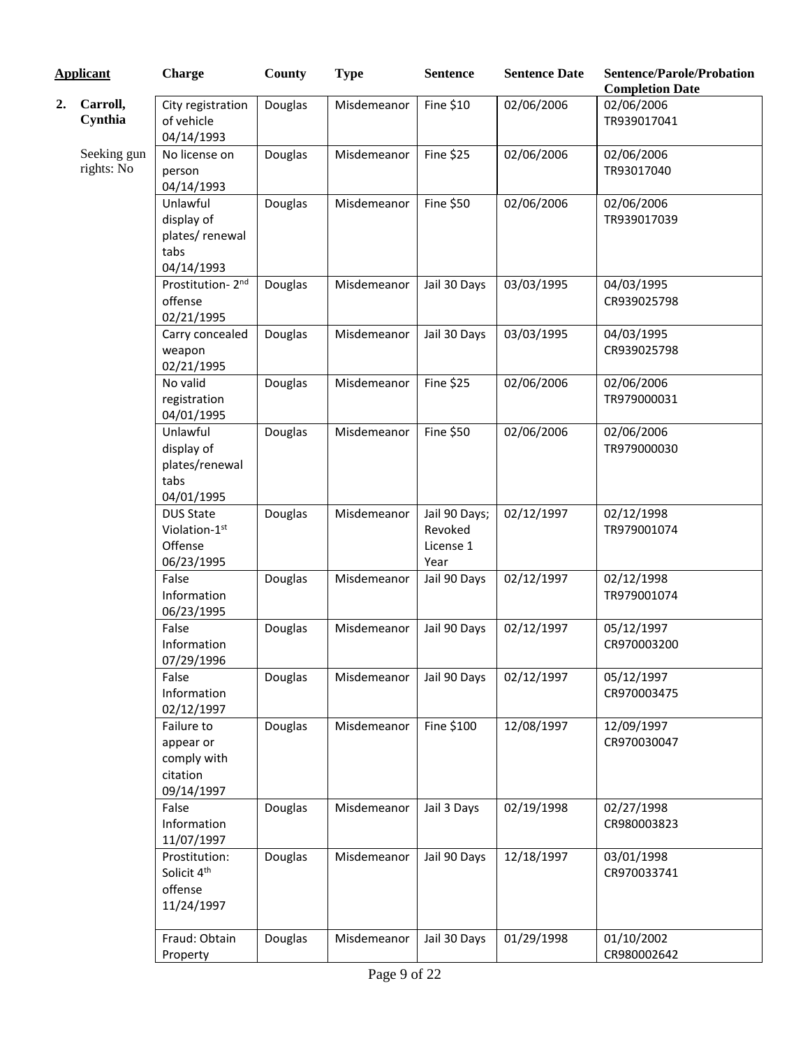| Applicant | Charge | County | Type | Sentence | Sentence Date | Sentence/Parole/Probation Completion Date |
|---|---|---|---|---|---|---|
| **2. Carroll, Cynthia**<br><br>Seeking gun rights: No | City registration of vehicle 04/14/1993 | Douglas | Misdemeanor | Fine $10 | 02/06/2006 | 02/06/2006 TR939017041 |
| | No license on person 04/14/1993 | Douglas | Misdemeanor | Fine $25 | 02/06/2006 | 02/06/2006 TR93017040 |
| | Unlawful display of plates/ renewal tabs 04/14/1993 | Douglas | Misdemeanor | Fine $50 | 02/06/2006 | 02/06/2006 TR939017039 |
| | Prostitution- 2nd offense 02/21/1995 | Douglas | Misdemeanor | Jail 30 Days | 03/03/1995 | 04/03/1995 CR939025798 |
| | Carry concealed weapon 02/21/1995 | Douglas | Misdemeanor | Jail 30 Days | 03/03/1995 | 04/03/1995 CR939025798 |
| | No valid registration 04/01/1995 | Douglas | Misdemeanor | Fine $25 | 02/06/2006 | 02/06/2006 TR979000031 |
| | Unlawful display of plates/renewal tabs 04/01/1995 | Douglas | Misdemeanor | Fine $50 | 02/06/2006 | 02/06/2006 TR979000030 |
| | DUS State Violation-1st Offense 06/23/1995 | Douglas | Misdemeanor | Jail 90 Days; Revoked License 1 Year | 02/12/1997 | 02/12/1998 TR979001074 |
| | False Information 06/23/1995 | Douglas | Misdemeanor | Jail 90 Days | 02/12/1997 | 02/12/1998 TR979001074 |
| | False Information 07/29/1996 | Douglas | Misdemeanor | Jail 90 Days | 02/12/1997 | 05/12/1997 CR970003200 |
| | False Information 02/12/1997 | Douglas | Misdemeanor | Jail 90 Days | 02/12/1997 | 05/12/1997 CR970003475 |
| | Failure to appear or comply with citation 09/14/1997 | Douglas | Misdemeanor | Fine $100 | 12/08/1997 | 12/09/1997 CR970030047 |
| | False Information 11/07/1997 | Douglas | Misdemeanor | Jail 3 Days | 02/19/1998 | 02/27/1998 CR980003823 |
| | Prostitution: Solicit 4th offense 11/24/1997 | Douglas | Misdemeanor | Jail 90 Days | 12/18/1997 | 03/01/1998 CR970033741 |
| | Fraud: Obtain Property | Douglas | Misdemeanor | Jail 30 Days | 01/29/1998 | 01/10/2002 CR980002642 |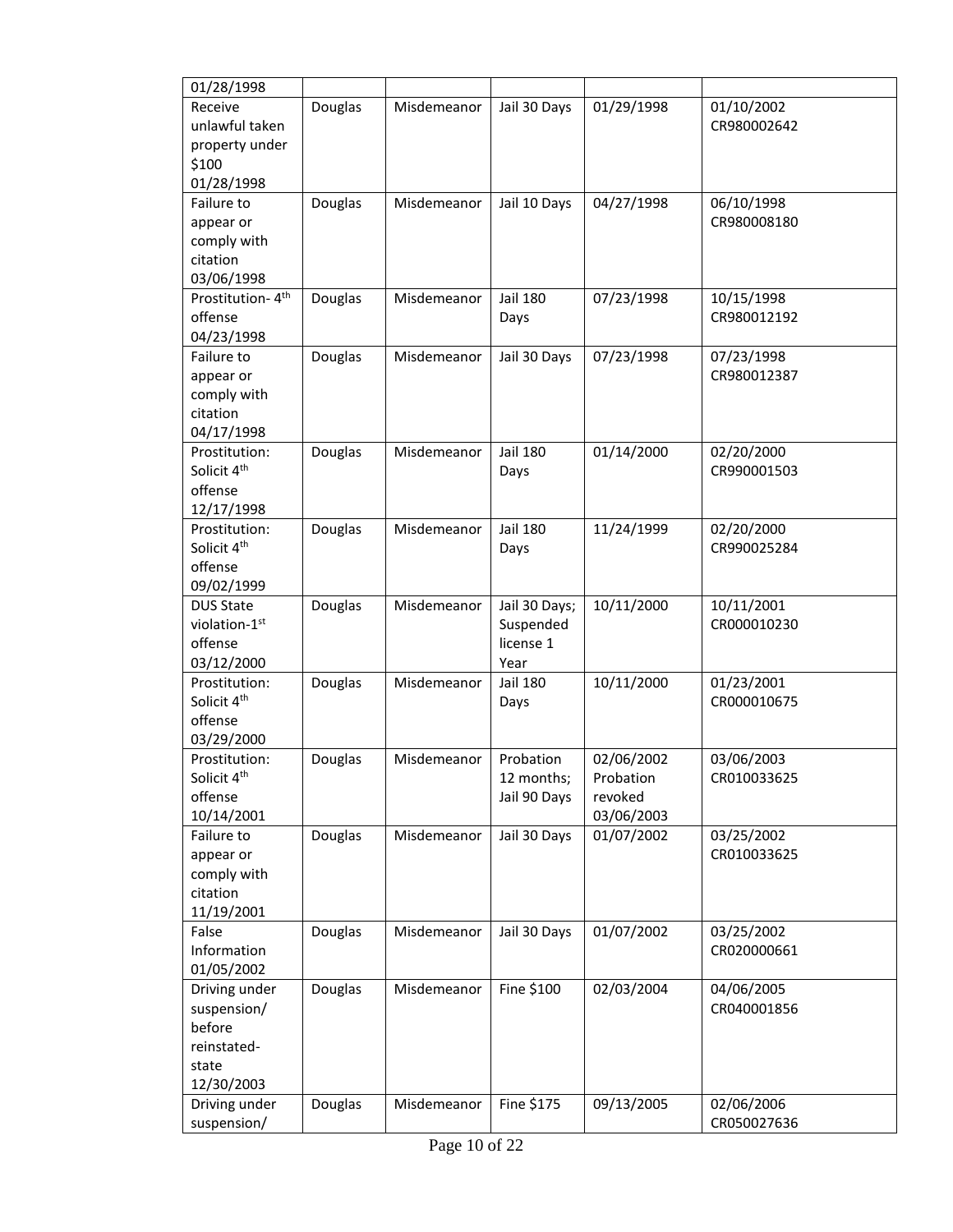| | | | | | |
|---|---|---|---|---|---|
| 01/28/1998 | | | | | |
| Receive unlawful taken property under $100 01/28/1998 | Douglas | Misdemeanor | Jail 30 Days | 01/29/1998 | 01/10/2002 CR980002642 |
| Failure to appear or comply with citation 03/06/1998 | Douglas | Misdemeanor | Jail 10 Days | 04/27/1998 | 06/10/1998 CR980008180 |
| Prostitution- 4th offense 04/23/1998 | Douglas | Misdemeanor | Jail 180 Days | 07/23/1998 | 10/15/1998 CR980012192 |
| Failure to appear or comply with citation 04/17/1998 | Douglas | Misdemeanor | Jail 30 Days | 07/23/1998 | 07/23/1998 CR980012387 |
| Prostitution: Solicit 4th offense 12/17/1998 | Douglas | Misdemeanor | Jail 180 Days | 01/14/2000 | 02/20/2000 CR990001503 |
| Prostitution: Solicit 4th offense 09/02/1999 | Douglas | Misdemeanor | Jail 180 Days | 11/24/1999 | 02/20/2000 CR990025284 |
| DUS State violation-1st offense 03/12/2000 | Douglas | Misdemeanor | Jail 30 Days; Suspended license 1 Year | 10/11/2000 | 10/11/2001 CR000010230 |
| Prostitution: Solicit 4th offense 03/29/2000 | Douglas | Misdemeanor | Jail 180 Days | 10/11/2000 | 01/23/2001 CR000010675 |
| Prostitution: Solicit 4th offense 10/14/2001 | Douglas | Misdemeanor | Probation 12 months; Jail 90 Days | 02/06/2002 Probation revoked 03/06/2003 | 03/06/2003 CR010033625 |
| Failure to appear or comply with citation 11/19/2001 | Douglas | Misdemeanor | Jail 30 Days | 01/07/2002 | 03/25/2002 CR010033625 |
| False Information 01/05/2002 | Douglas | Misdemeanor | Jail 30 Days | 01/07/2002 | 03/25/2002 CR020000661 |
| Driving under suspension/ before reinstated-state 12/30/2003 | Douglas | Misdemeanor | Fine $100 | 02/03/2004 | 04/06/2005 CR040001856 |
| Driving under suspension/ | Douglas | Misdemeanor | Fine $175 | 09/13/2005 | 02/06/2006 CR050027636 |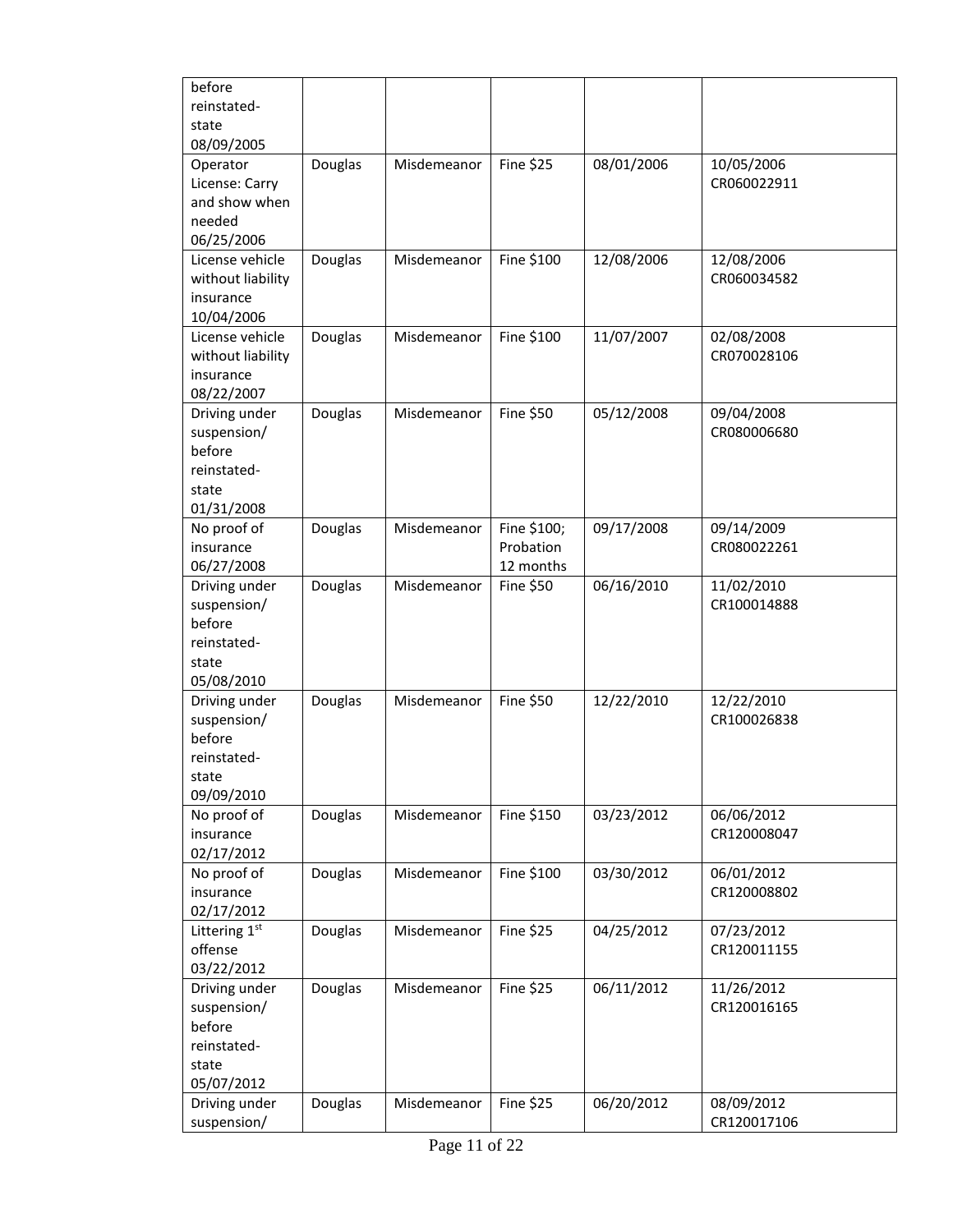| | | | | | |
|---|---|---|---|---|---|
| before reinstated-state 08/09/2005 | | | | | |
| Operator License: Carry and show when needed 06/25/2006 | Douglas | Misdemeanor | Fine $25 | 08/01/2006 | 10/05/2006 CR060022911 |
| License vehicle without liability insurance 10/04/2006 | Douglas | Misdemeanor | Fine $100 | 12/08/2006 | 12/08/2006 CR060034582 |
| License vehicle without liability insurance 08/22/2007 | Douglas | Misdemeanor | Fine $100 | 11/07/2007 | 02/08/2008 CR070028106 |
| Driving under suspension/ before reinstated-state 01/31/2008 | Douglas | Misdemeanor | Fine $50 | 05/12/2008 | 09/04/2008 CR080006680 |
| No proof of insurance 06/27/2008 | Douglas | Misdemeanor | Fine $100; Probation 12 months | 09/17/2008 | 09/14/2009 CR080022261 |
| Driving under suspension/ before reinstated-state 05/08/2010 | Douglas | Misdemeanor | Fine $50 | 06/16/2010 | 11/02/2010 CR100014888 |
| Driving under suspension/ before reinstated-state 09/09/2010 | Douglas | Misdemeanor | Fine $50 | 12/22/2010 | 12/22/2010 CR100026838 |
| No proof of insurance 02/17/2012 | Douglas | Misdemeanor | Fine $150 | 03/23/2012 | 06/06/2012 CR120008047 |
| No proof of insurance 02/17/2012 | Douglas | Misdemeanor | Fine $100 | 03/30/2012 | 06/01/2012 CR120008802 |
| Littering 1st offense 03/22/2012 | Douglas | Misdemeanor | Fine $25 | 04/25/2012 | 07/23/2012 CR120011155 |
| Driving under suspension/ before reinstated-state 05/07/2012 | Douglas | Misdemeanor | Fine $25 | 06/11/2012 | 11/26/2012 CR120016165 |
| Driving under suspension/ | Douglas | Misdemeanor | Fine $25 | 06/20/2012 | 08/09/2012 CR120017106 |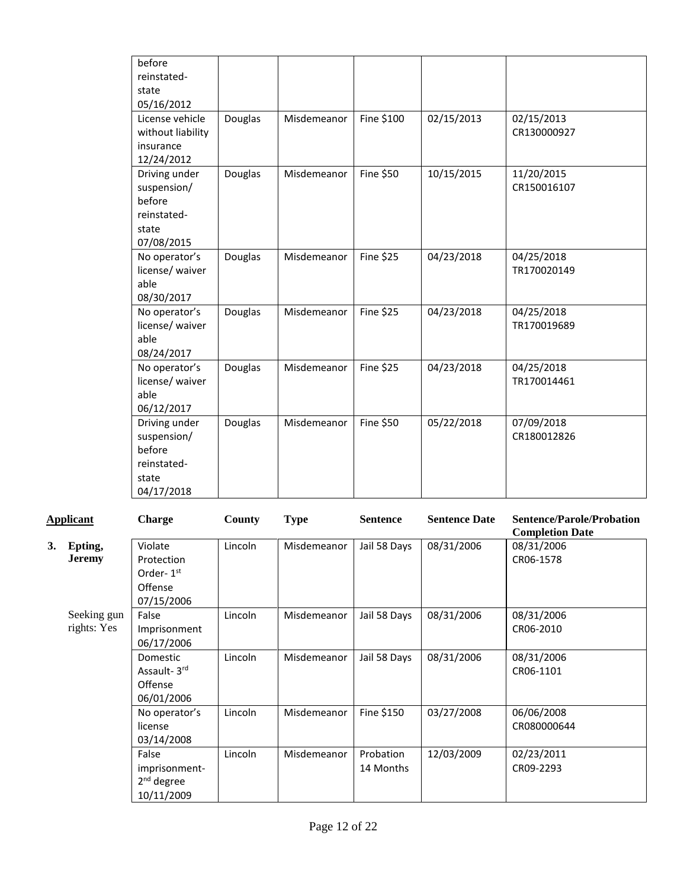| | Charge | County | Type | Sentence | Sentence Date | Sentence/Parole/Probation Completion Date |
|---|---|---|---|---|---|---|
| | before reinstated-state 05/16/2012 | | | | | |
| | License vehicle without liability insurance 12/24/2012 | Douglas | Misdemeanor | Fine $100 | 02/15/2013 | 02/15/2013 CR130000927 |
| | Driving under suspension/ before reinstated-state 07/08/2015 | Douglas | Misdemeanor | Fine $50 | 10/15/2015 | 11/20/2015 CR150016107 |
| | No operator's license/ waiver able 08/30/2017 | Douglas | Misdemeanor | Fine $25 | 04/23/2018 | 04/25/2018 TR170020149 |
| | No operator's license/ waiver able 08/24/2017 | Douglas | Misdemeanor | Fine $25 | 04/23/2018 | 04/25/2018 TR170019689 |
| | No operator's license/ waiver able 06/12/2017 | Douglas | Misdemeanor | Fine $25 | 04/23/2018 | 04/25/2018 TR170014461 |
| | Driving under suspension/ before reinstated-state 04/17/2018 | Douglas | Misdemeanor | Fine $50 | 05/22/2018 | 07/09/2018 CR180012826 |

| Applicant | Charge | County | Type | Sentence | Sentence Date | Sentence/Parole/Probation Completion Date |
|---|---|---|---|---|---|---|
| **3. Epting, Jeremy** | Violate Protection Order- 1st Offense 07/15/2006 | Lincoln | Misdemeanor | Jail 58 Days | 08/31/2006 | 08/31/2006 CR06-1578 |
| Seeking gun rights: Yes | False Imprisonment 06/17/2006 | Lincoln | Misdemeanor | Jail 58 Days | 08/31/2006 | 08/31/2006 CR06-2010 |
| | Domestic Assault- 3rd Offense 06/01/2006 | Lincoln | Misdemeanor | Jail 58 Days | 08/31/2006 | 08/31/2006 CR06-1101 |
| | No operator's license 03/14/2008 | Lincoln | Misdemeanor | Fine $150 | 03/27/2008 | 06/06/2008 CR080000644 |
| | False imprisonment-2nd degree 10/11/2009 | Lincoln | Misdemeanor | Probation 14 Months | 12/03/2009 | 02/23/2011 CR09-2293 |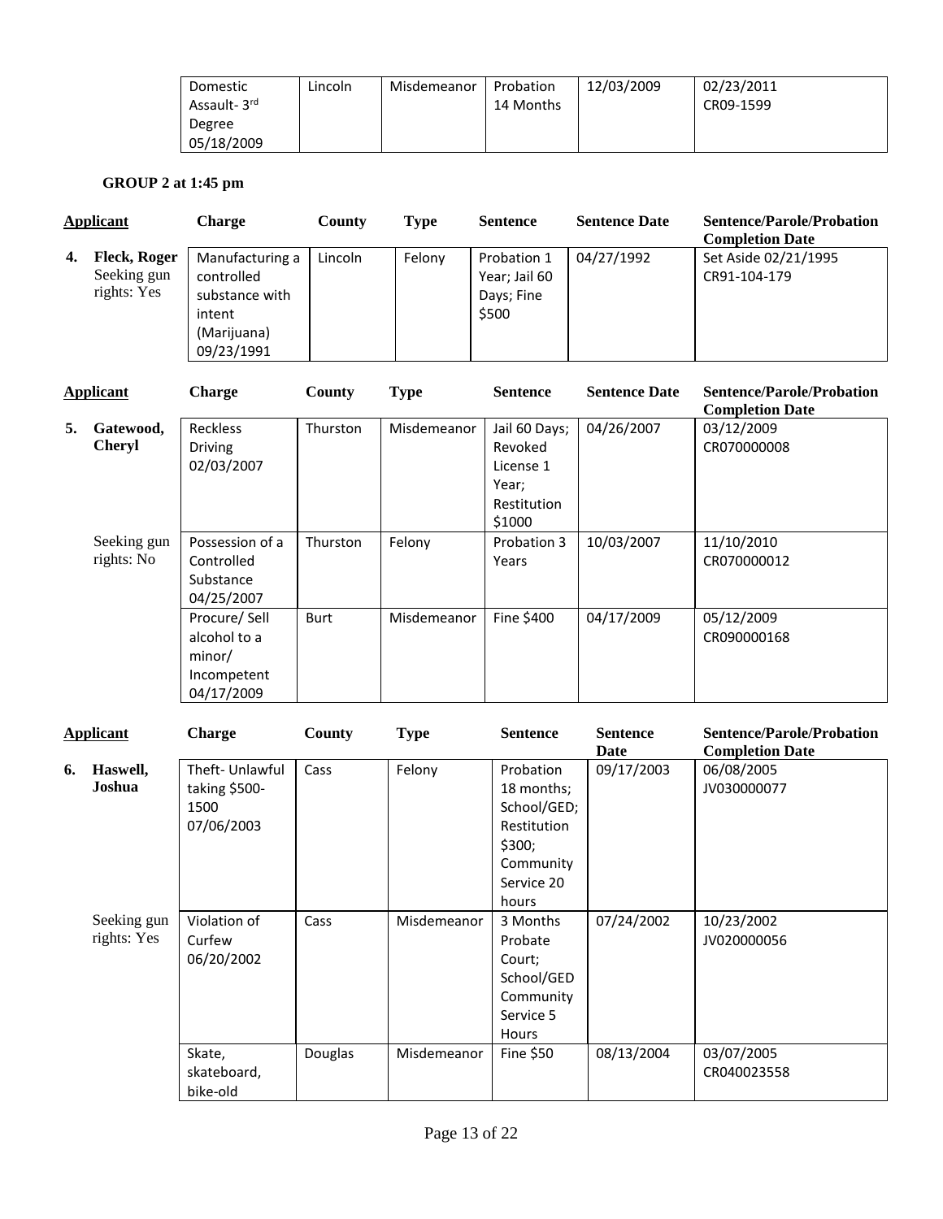| Charge | County | Type | Sentence | Sentence Date | Sentence/Parole/Probation Completion Date |
|---|---|---|---|---|---|
| Domestic Assault- 3rd Degree 05/18/2009 | Lincoln | Misdemeanor | Probation 14 Months | 12/03/2009 | 02/23/2011 CR09-1599 |

**GROUP 2 at 1:45 pm**

| Applicant | Charge | County | Type | Sentence | Sentence Date | Sentence/Parole/Probation Completion Date |
|---|---|---|---|---|---|---|
| **4. Fleck, Roger** Seeking gun rights: Yes | Manufacturing a controlled substance with intent (Marijuana) 09/23/1991 | Lincoln | Felony | Probation 1 Year; Jail 60 Days; Fine $500 | 04/27/1992 | Set Aside 02/21/1995 CR91-104-179 |

| Applicant | Charge | County | Type | Sentence | Sentence Date | Sentence/Parole/Probation Completion Date |
|---|---|---|---|---|---|---|
| **5. Gatewood, Cheryl** | Reckless Driving 02/03/2007 | Thurston | Misdemeanor | Jail 60 Days; Revoked License 1 Year; Restitution $1000 | 04/26/2007 | 03/12/2009 CR070000008 |
| Seeking gun rights: No | Possession of a Controlled Substance 04/25/2007 | Thurston | Felony | Probation 3 Years | 10/03/2007 | 11/10/2010 CR070000012 |
| | Procure/ Sell alcohol to a minor/ Incompetent 04/17/2009 | Burt | Misdemeanor | Fine $400 | 04/17/2009 | 05/12/2009 CR090000168 |

| Applicant | Charge | County | Type | Sentence | Sentence Date | Sentence/Parole/Probation Completion Date |
|---|---|---|---|---|---|---|
| **6. Haswell, Joshua** | Theft- Unlawful taking $500-1500 07/06/2003 | Cass | Felony | Probation 18 months; School/GED; Restitution $300; Community Service 20 hours | 09/17/2003 | 06/08/2005 JV030000077 |
| Seeking gun rights: Yes | Violation of Curfew 06/20/2002 | Cass | Misdemeanor | 3 Months Probate Court; School/GED Community Service 5 Hours | 07/24/2002 | 10/23/2002 JV020000056 |
| | Skate, skateboard, bike-old | Douglas | Misdemeanor | Fine $50 | 08/13/2004 | 03/07/2005 CR040023558 |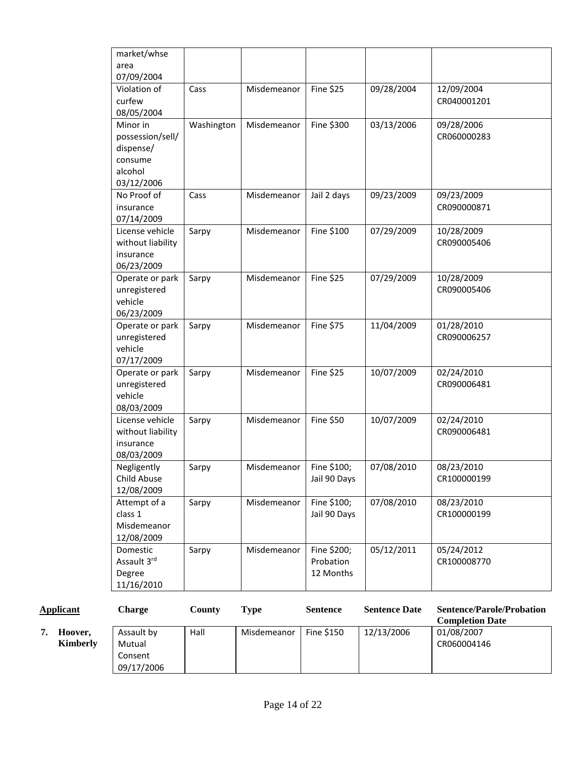| Charge | County | Type | Sentence | Sentence Date | Sentence/Parole/Probation Completion Date |
|---|---|---|---|---|---|
| market/whse area 07/09/2004 | | | | | |
| Violation of curfew 08/05/2004 | Cass | Misdemeanor | Fine $25 | 09/28/2004 | 12/09/2004 CR040001201 |
| Minor in possession/sell/ dispense/ consume alcohol 03/12/2006 | Washington | Misdemeanor | Fine $300 | 03/13/2006 | 09/28/2006 CR060000283 |
| No Proof of insurance 07/14/2009 | Cass | Misdemeanor | Jail 2 days | 09/23/2009 | 09/23/2009 CR090000871 |
| License vehicle without liability insurance 06/23/2009 | Sarpy | Misdemeanor | Fine $100 | 07/29/2009 | 10/28/2009 CR090005406 |
| Operate or park unregistered vehicle 06/23/2009 | Sarpy | Misdemeanor | Fine $25 | 07/29/2009 | 10/28/2009 CR090005406 |
| Operate or park unregistered vehicle 07/17/2009 | Sarpy | Misdemeanor | Fine $75 | 11/04/2009 | 01/28/2010 CR090006257 |
| Operate or park unregistered vehicle 08/03/2009 | Sarpy | Misdemeanor | Fine $25 | 10/07/2009 | 02/24/2010 CR090006481 |
| License vehicle without liability insurance 08/03/2009 | Sarpy | Misdemeanor | Fine $50 | 10/07/2009 | 02/24/2010 CR090006481 |
| Negligently Child Abuse 12/08/2009 | Sarpy | Misdemeanor | Fine $100; Jail 90 Days | 07/08/2010 | 08/23/2010 CR100000199 |
| Attempt of a class 1 Misdemeanor 12/08/2009 | Sarpy | Misdemeanor | Fine $100; Jail 90 Days | 07/08/2010 | 08/23/2010 CR100000199 |
| Domestic Assault 3rd Degree 11/16/2010 | Sarpy | Misdemeanor | Fine $200; Probation 12 Months | 05/12/2011 | 05/24/2012 CR100008770 |

| Applicant | Charge | County | Type | Sentence | Sentence Date | Sentence/Parole/Probation Completion Date |
|---|---|---|---|---|---|---|
| **7. Hoover, Kimberly** | Assault by Mutual Consent 09/17/2006 | Hall | Misdemeanor | Fine $150 | 12/13/2006 | 01/08/2007 CR060004146 |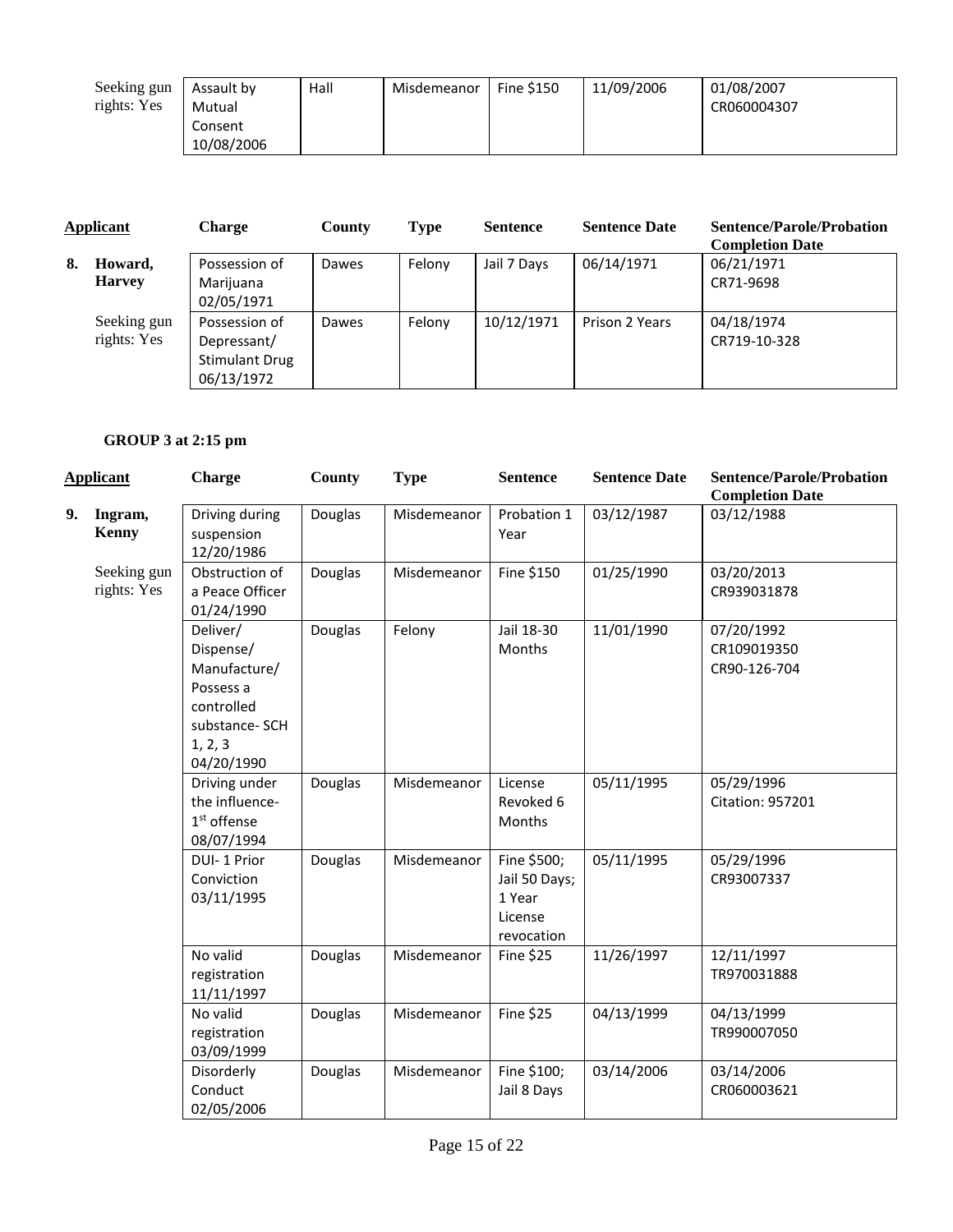| Applicant | Charge | County | Type | Sentence | Sentence Date | Sentence/Parole/Probation Completion Date |
|---|---|---|---|---|---|---|
| Seeking gun rights: Yes | Assault by Mutual Consent 10/08/2006 | Hall | Misdemeanor | Fine $150 | 11/09/2006 | 01/08/2007 CR060004307 |

| Applicant | Charge | County | Type | Sentence | Sentence Date | Sentence/Parole/Probation Completion Date |
|---|---|---|---|---|---|---|
| **8. Howard, Harvey** | Possession of Marijuana 02/05/1971 | Dawes | Felony | Jail 7 Days | 06/14/1971 | 06/21/1971 CR71-9698 |
| Seeking gun rights: Yes | Possession of Depressant/ Stimulant Drug 06/13/1972 | Dawes | Felony | 10/12/1971 | Prison 2 Years | 04/18/1974 CR719-10-328 |

**GROUP 3 at 2:15 pm**

| Applicant | Charge | County | Type | Sentence | Sentence Date | Sentence/Parole/Probation Completion Date |
|---|---|---|---|---|---|---|
| **9. Ingram, Kenny** | Driving during suspension 12/20/1986 | Douglas | Misdemeanor | Probation 1 Year | 03/12/1987 | 03/12/1988 |
| Seeking gun rights: Yes | Obstruction of a Peace Officer 01/24/1990 | Douglas | Misdemeanor | Fine $150 | 01/25/1990 | 03/20/2013 CR939031878 |
| | Deliver/ Dispense/ Manufacture/ Possess a controlled substance- SCH 1, 2, 3 04/20/1990 | Douglas | Felony | Jail 18-30 Months | 11/01/1990 | 07/20/1992 CR109019350 CR90-126-704 |
| | Driving under the influence- 1st offense 08/07/1994 | Douglas | Misdemeanor | License Revoked 6 Months | 05/11/1995 | 05/29/1996 Citation: 957201 |
| | DUI- 1 Prior Conviction 03/11/1995 | Douglas | Misdemeanor | Fine $500; Jail 50 Days; 1 Year License revocation | 05/11/1995 | 05/29/1996 CR93007337 |
| | No valid registration 11/11/1997 | Douglas | Misdemeanor | Fine $25 | 11/26/1997 | 12/11/1997 TR970031888 |
| | No valid registration 03/09/1999 | Douglas | Misdemeanor | Fine $25 | 04/13/1999 | 04/13/1999 TR990007050 |
| | Disorderly Conduct 02/05/2006 | Douglas | Misdemeanor | Fine $100; Jail 8 Days | 03/14/2006 | 03/14/2006 CR060003621 |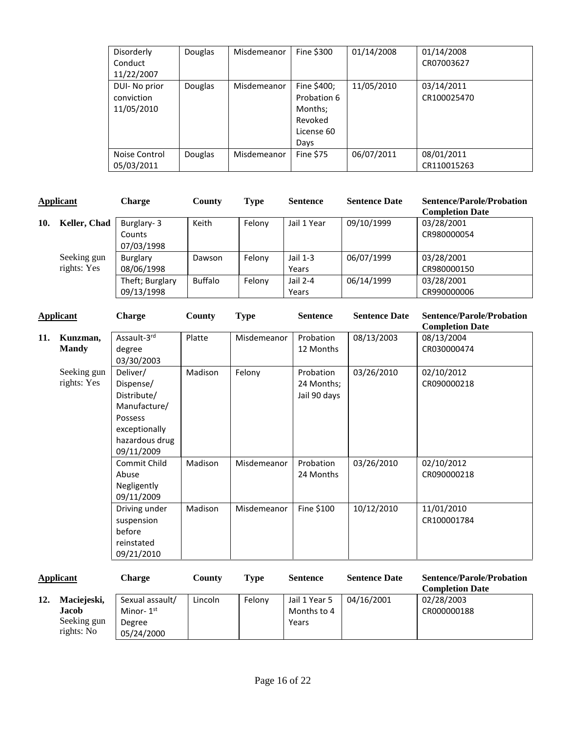| Disorderly Conduct 11/22/2007 | Douglas | Misdemeanor | Fine $300 | 01/14/2008 | 01/14/2008 CR07003627 |
|---|---|---|---|---|---|
| DUI- No prior conviction 11/05/2010 | Douglas | Misdemeanor | Fine $400; Probation 6 Months; Revoked License 60 Days | 11/05/2010 | 03/14/2011 CR100025470 |
| Noise Control 05/03/2011 | Douglas | Misdemeanor | Fine $75 | 06/07/2011 | 08/01/2011 CR110015263 |

| Applicant | Charge | County | Type | Sentence | Sentence Date | Sentence/Parole/Probation Completion Date |
|---|---|---|---|---|---|---|
| **10. Keller, Chad** | Burglary- 3 Counts 07/03/1998 | Keith | Felony | Jail 1 Year | 09/10/1999 | 03/28/2001 CR980000054 |
| Seeking gun rights: Yes | Burglary 08/06/1998 | Dawson | Felony | Jail 1-3 Years | 06/07/1999 | 03/28/2001 CR980000150 |
| | Theft; Burglary 09/13/1998 | Buffalo | Felony | Jail 2-4 Years | 06/14/1999 | 03/28/2001 CR990000006 |

| Applicant | Charge | County | Type | Sentence | Sentence Date | Sentence/Parole/Probation Completion Date |
|---|---|---|---|---|---|---|
| **11. Kunzman, Mandy** | Assault-3rd degree 03/30/2003 | Platte | Misdemeanor | Probation 12 Months | 08/13/2003 | 08/13/2004 CR030000474 |
| Seeking gun rights: Yes | Deliver/ Dispense/ Distribute/ Manufacture/ Possess exceptionally hazardous drug 09/11/2009 | Madison | Felony | Probation 24 Months; Jail 90 days | 03/26/2010 | 02/10/2012 CR090000218 |
| | Commit Child Abuse Negligently 09/11/2009 | Madison | Misdemeanor | Probation 24 Months | 03/26/2010 | 02/10/2012 CR090000218 |
| | Driving under suspension before reinstated 09/21/2010 | Madison | Misdemeanor | Fine $100 | 10/12/2010 | 11/01/2010 CR100001784 |

| Applicant | Charge | County | Type | Sentence | Sentence Date | Sentence/Parole/Probation Completion Date |
|---|---|---|---|---|---|---|
| **12. Maciejeski, Jacob** Seeking gun rights: No | Sexual assault/ Minor- 1st Degree 05/24/2000 | Lincoln | Felony | Jail 1 Year 5 Months to 4 Years | 04/16/2001 | 02/28/2003 CR000000188 |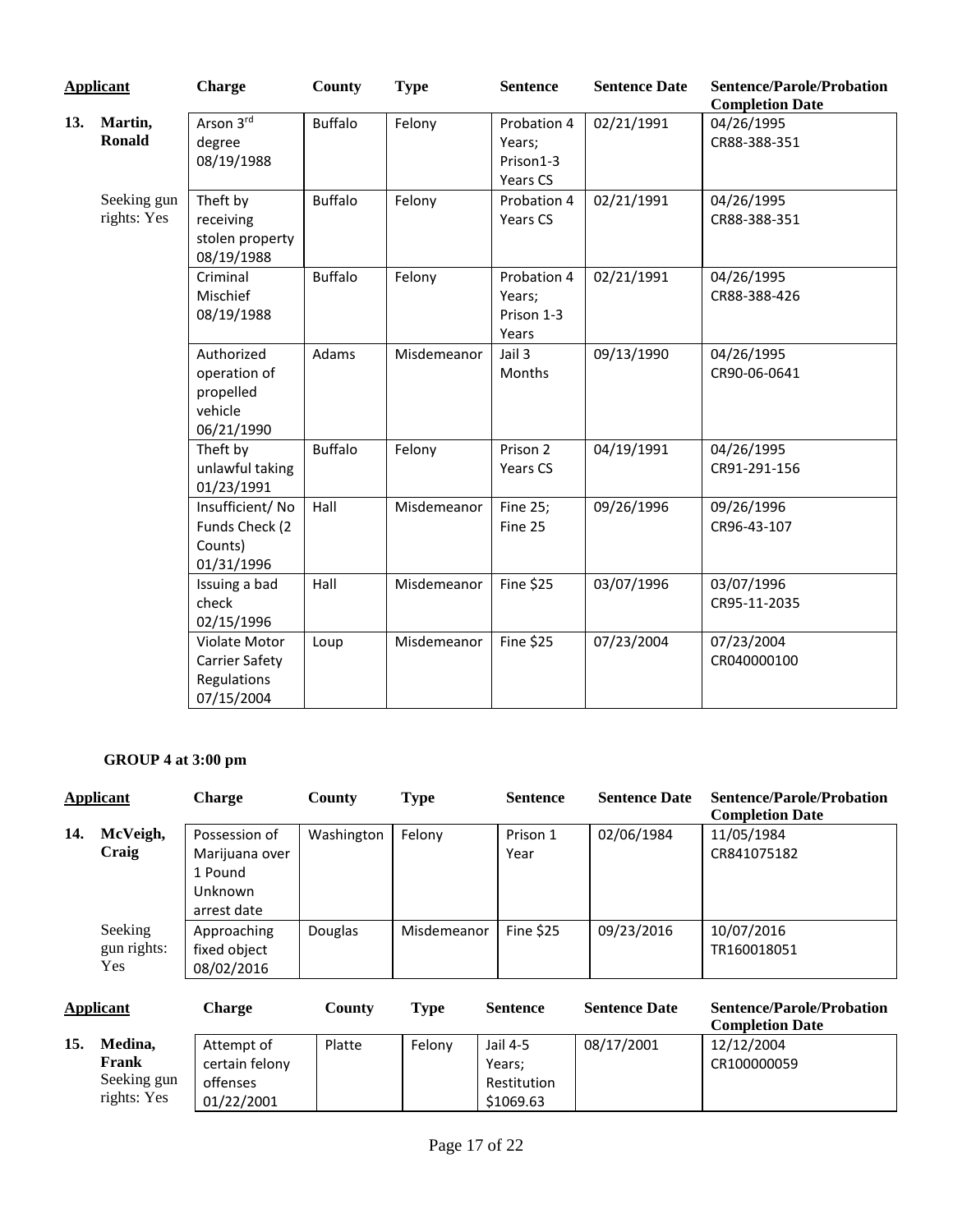| Applicant | | Charge | County | Type | Sentence | Sentence Date | Sentence/Parole/Probation Completion Date |
|---|---|---|---|---|---|---|---|
| 13. | **Martin, Ronald** | Arson 3rd degree 08/19/1988 | Buffalo | Felony | Probation 4 Years; Prison1-3 Years CS | 02/21/1991 | 04/26/1995 CR88-388-351 |
| | Seeking gun rights: Yes | Theft by receiving stolen property 08/19/1988 | Buffalo | Felony | Probation 4 Years CS | 02/21/1991 | 04/26/1995 CR88-388-351 |
| | | Criminal Mischief 08/19/1988 | Buffalo | Felony | Probation 4 Years; Prison 1-3 Years | 02/21/1991 | 04/26/1995 CR88-388-426 |
| | | Authorized operation of propelled vehicle 06/21/1990 | Adams | Misdemeanor | Jail 3 Months | 09/13/1990 | 04/26/1995 CR90-06-0641 |
| | | Theft by unlawful taking 01/23/1991 | Buffalo | Felony | Prison 2 Years CS | 04/19/1991 | 04/26/1995 CR91-291-156 |
| | | Insufficient/ No Funds Check (2 Counts) 01/31/1996 | Hall | Misdemeanor | Fine 25; Fine 25 | 09/26/1996 | 09/26/1996 CR96-43-107 |
| | | Issuing a bad check 02/15/1996 | Hall | Misdemeanor | Fine $25 | 03/07/1996 | 03/07/1996 CR95-11-2035 |
| | | Violate Motor Carrier Safety Regulations 07/15/2004 | Loup | Misdemeanor | Fine $25 | 07/23/2004 | 07/23/2004 CR040000100 |

**GROUP 4 at 3:00 pm**

| Applicant | | Charge | County | Type | Sentence | Sentence Date | Sentence/Parole/Probation Completion Date |
|---|---|---|---|---|---|---|---|
| 14. | **McVeigh, Craig** | Possession of Marijuana over 1 Pound Unknown arrest date | Washington | Felony | Prison 1 Year | 02/06/1984 | 11/05/1984 CR841075182 |
| | Seeking gun rights: Yes | Approaching fixed object 08/02/2016 | Douglas | Misdemeanor | Fine $25 | 09/23/2016 | 10/07/2016 TR160018051 |

| Applicant | | Charge | County | Type | Sentence | Sentence Date | Sentence/Parole/Probation Completion Date |
|---|---|---|---|---|---|---|---|
| 15. | **Medina, Frank** Seeking gun rights: Yes | Attempt of certain felony offenses 01/22/2001 | Platte | Felony | Jail 4-5 Years; Restitution $1069.63 | 08/17/2001 | 12/12/2004 CR100000059 |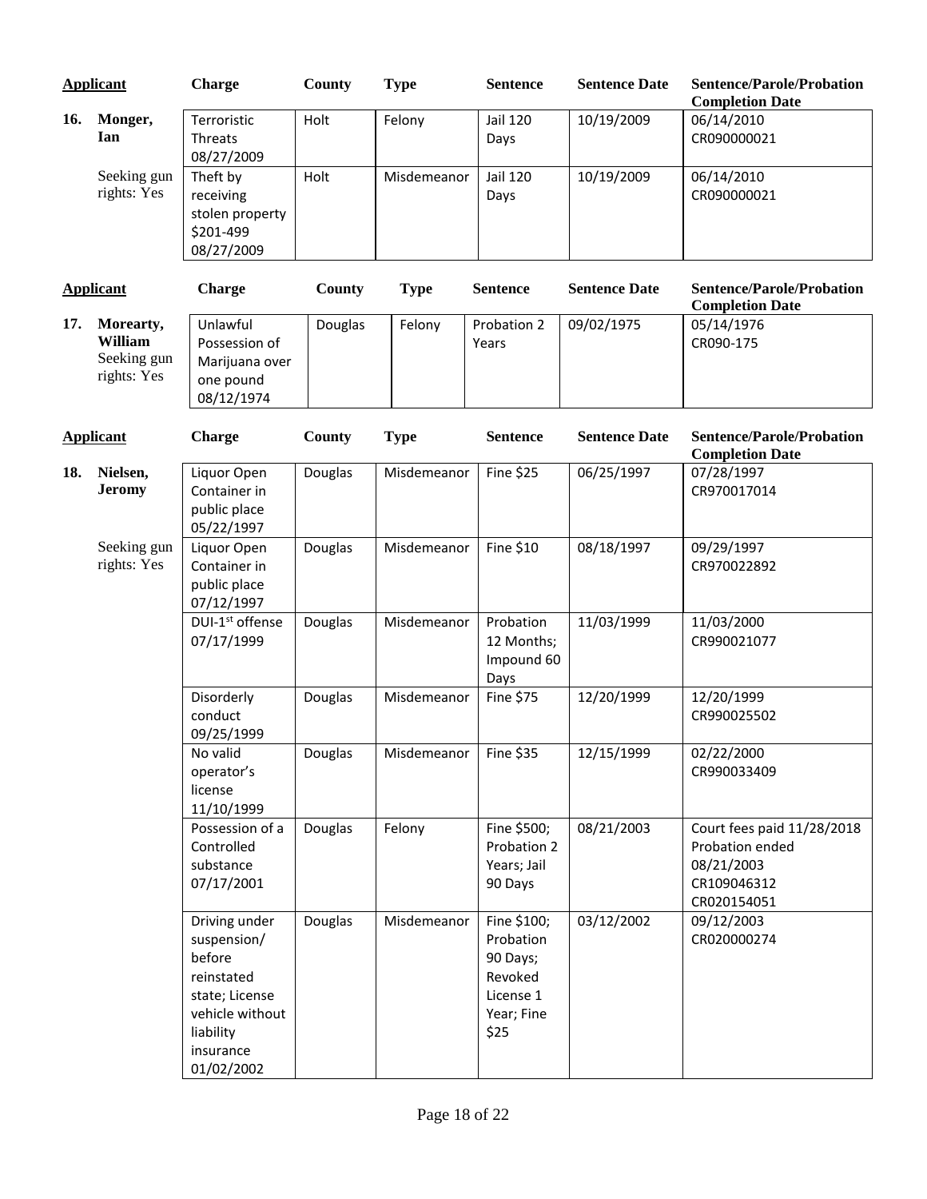| Applicant | Charge | County | Type | Sentence | Sentence Date | Sentence/Parole/Probation Completion Date |
|---|---|---|---|---|---|---|
| **16. Monger, Ian** | Terroristic Threats 08/27/2009 | Holt | Felony | Jail 120 Days | 10/19/2009 | 06/14/2010 CR090000021 |
| Seeking gun rights: Yes | Theft by receiving stolen property $201-499 08/27/2009 | Holt | Misdemeanor | Jail 120 Days | 10/19/2009 | 06/14/2010 CR090000021 |

| Applicant | Charge | County | Type | Sentence | Sentence Date | Sentence/Parole/Probation Completion Date |
|---|---|---|---|---|---|---|
| **17. Morearty, William** Seeking gun rights: Yes | Unlawful Possession of Marijuana over one pound 08/12/1974 | Douglas | Felony | Probation 2 Years | 09/02/1975 | 05/14/1976 CR090-175 |

| Applicant | Charge | County | Type | Sentence | Sentence Date | Sentence/Parole/Probation Completion Date |
|---|---|---|---|---|---|---|
| **18. Nielsen, Jeromy** | Liquor Open Container in public place 05/22/1997 | Douglas | Misdemeanor | Fine $25 | 06/25/1997 | 07/28/1997 CR970017014 |
| Seeking gun rights: Yes | Liquor Open Container in public place 07/12/1997 | Douglas | Misdemeanor | Fine $10 | 08/18/1997 | 09/29/1997 CR970022892 |
| | DUI-1st offense 07/17/1999 | Douglas | Misdemeanor | Probation 12 Months; Impound 60 Days | 11/03/1999 | 11/03/2000 CR990021077 |
| | Disorderly conduct 09/25/1999 | Douglas | Misdemeanor | Fine $75 | 12/20/1999 | 12/20/1999 CR990025502 |
| | No valid operator's license 11/10/1999 | Douglas | Misdemeanor | Fine $35 | 12/15/1999 | 02/22/2000 CR990033409 |
| | Possession of a Controlled substance 07/17/2001 | Douglas | Felony | Fine $500; Probation 2 Years; Jail 90 Days | 08/21/2003 | Court fees paid 11/28/2018 Probation ended 08/21/2003 CR109046312 CR020154051 |
| | Driving under suspension/ before reinstated state; License vehicle without liability insurance 01/02/2002 | Douglas | Misdemeanor | Fine $100; Probation 90 Days; Revoked License 1 Year; Fine $25 | 03/12/2002 | 09/12/2003 CR020000274 |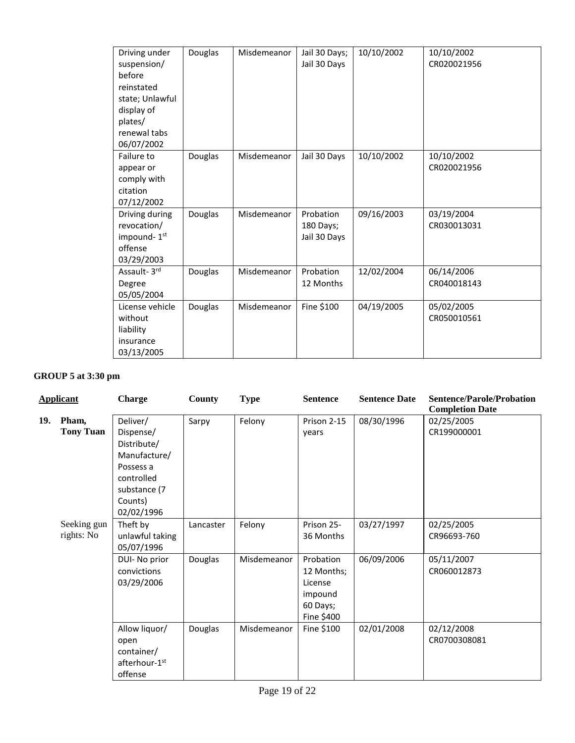| Applicant | Charge | County | Type | Sentence | Sentence Date | Sentence/Parole/Probation Completion Date |
|---|---|---|---|---|---|---|
| | Driving under suspension/ before reinstated state; Unlawful display of plates/ renewal tabs 06/07/2002 | Douglas | Misdemeanor | Jail 30 Days; Jail 30 Days | 10/10/2002 | 10/10/2002 CR020021956 |
| | Failure to appear or comply with citation 07/12/2002 | Douglas | Misdemeanor | Jail 30 Days | 10/10/2002 | 10/10/2002 CR020021956 |
| | Driving during revocation/ impound- 1st offense 03/29/2003 | Douglas | Misdemeanor | Probation 180 Days; Jail 30 Days | 09/16/2003 | 03/19/2004 CR030013031 |
| | Assault- 3rd Degree 05/05/2004 | Douglas | Misdemeanor | Probation 12 Months | 12/02/2004 | 06/14/2006 CR040018143 |
| | License vehicle without liability insurance 03/13/2005 | Douglas | Misdemeanor | Fine $100 | 04/19/2005 | 05/02/2005 CR050010561 |

**GROUP 5 at 3:30 pm**

| Applicant | Charge | County | Type | Sentence | Sentence Date | Sentence/Parole/Probation Completion Date |
|---|---|---|---|---|---|---|
| **19. Pham, Tony Tuan** | Deliver/ Dispense/ Distribute/ Manufacture/ Possess a controlled substance (7 Counts) 02/02/1996 | Sarpy | Felony | Prison 2-15 years | 08/30/1996 | 02/25/2005 CR199000001 |
| Seeking gun rights: No | Theft by unlawful taking 05/07/1996 | Lancaster | Felony | Prison 25-36 Months | 03/27/1997 | 02/25/2005 CR96693-760 |
| | DUI- No prior convictions 03/29/2006 | Douglas | Misdemeanor | Probation 12 Months; License impound 60 Days; Fine $400 | 06/09/2006 | 05/11/2007 CR060012873 |
| | Allow liquor/ open container/ afterhour-1st offense | Douglas | Misdemeanor | Fine $100 | 02/01/2008 | 02/12/2008 CR0700308081 |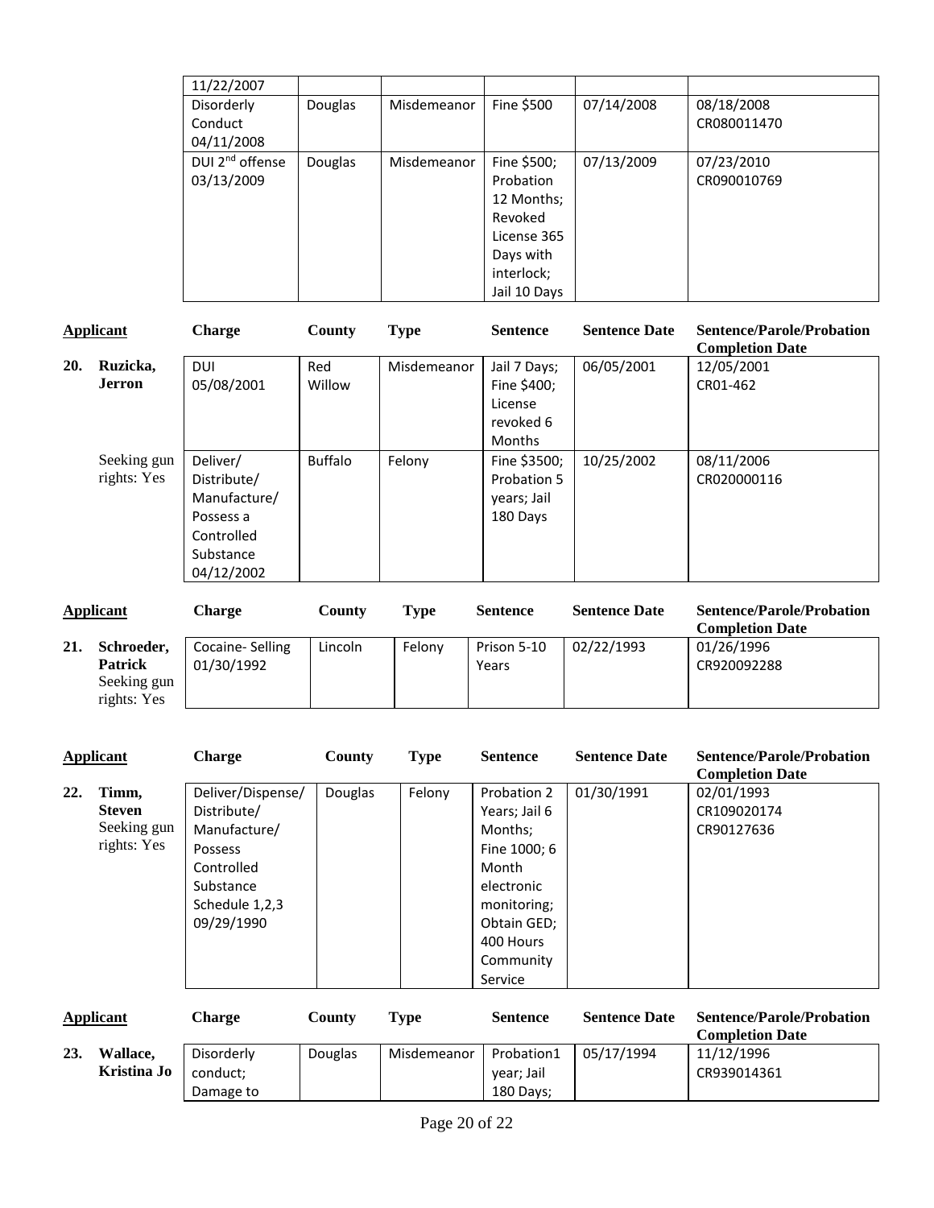| Charge | County | Type | Sentence | Sentence Date | Sentence/Parole/Probation Completion Date |
|---|---|---|---|---|---|
| 11/22/2007 | | | | | |
| Disorderly Conduct 04/11/2008 | Douglas | Misdemeanor | Fine $500 | 07/14/2008 | 08/18/2008 CR080011470 |
| DUI 2nd offense 03/13/2009 | Douglas | Misdemeanor | Fine $500; Probation 12 Months; Revoked License 365 Days with interlock; Jail 10 Days | 07/13/2009 | 07/23/2010 CR090010769 |

| Applicant | Charge | County | Type | Sentence | Sentence Date | Sentence/Parole/Probation Completion Date |
|---|---|---|---|---|---|---|
| **20. Ruzicka, Jerron** | DUI 05/08/2001 | Red Willow | Misdemeanor | Jail 7 Days; Fine $400; License revoked 6 Months | 06/05/2001 | 12/05/2001 CR01-462 |
| Seeking gun rights: Yes | Deliver/ Distribute/ Manufacture/ Possess a Controlled Substance 04/12/2002 | Buffalo | Felony | Fine $3500; Probation 5 years; Jail 180 Days | 10/25/2002 | 08/11/2006 CR020000116 |

| Applicant | Charge | County | Type | Sentence | Sentence Date | Sentence/Parole/Probation Completion Date |
|---|---|---|---|---|---|---|
| **21. Schroeder, Patrick** Seeking gun rights: Yes | Cocaine- Selling 01/30/1992 | Lincoln | Felony | Prison 5-10 Years | 02/22/1993 | 01/26/1996 CR920092288 |

| Applicant | Charge | County | Type | Sentence | Sentence Date | Sentence/Parole/Probation Completion Date |
|---|---|---|---|---|---|---|
| **22. Timm, Steven** Seeking gun rights: Yes | Deliver/Dispense/ Distribute/ Manufacture/ Possess Controlled Substance Schedule 1,2,3 09/29/1990 | Douglas | Felony | Probation 2 Years; Jail 6 Months; Fine 1000; 6 Month electronic monitoring; Obtain GED; 400 Hours Community Service | 01/30/1991 | 02/01/1993 CR109020174 CR90127636 |

| Applicant | Charge | County | Type | Sentence | Sentence Date | Sentence/Parole/Probation Completion Date |
|---|---|---|---|---|---|---|
| **23. Wallace, Kristina Jo** | Disorderly conduct; Damage to | Douglas | Misdemeanor | Probation1 year; Jail 180 Days; | 05/17/1994 | 11/12/1996 CR939014361 |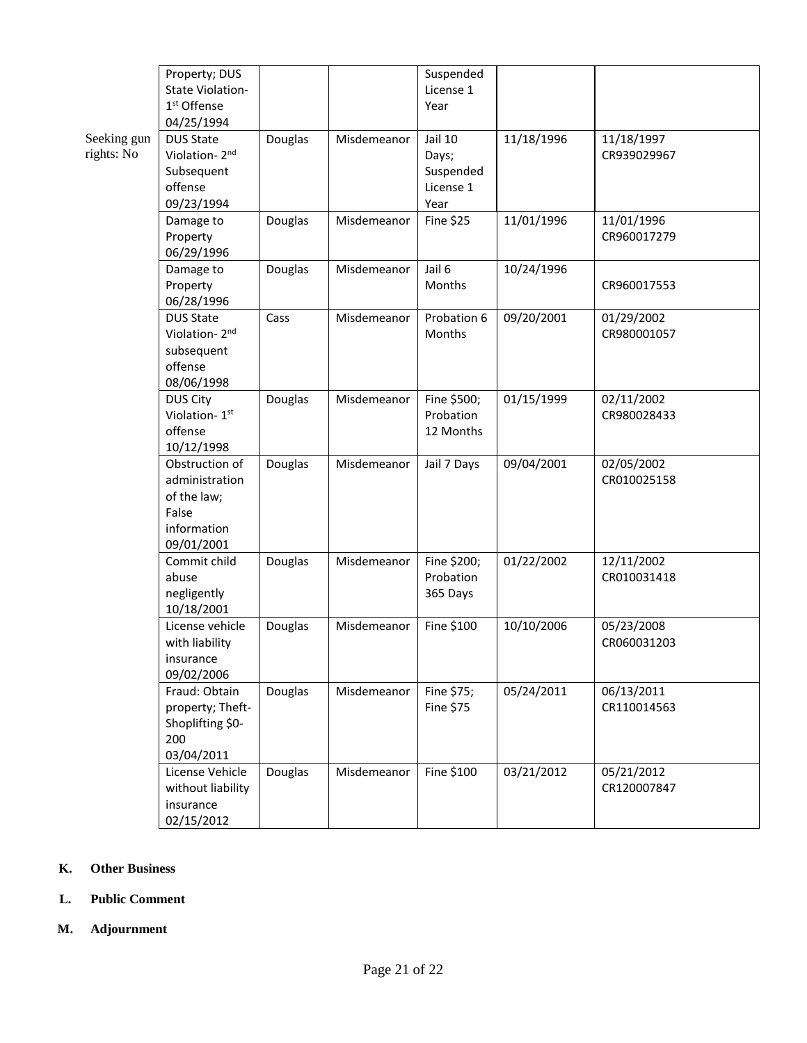Seeking gun rights: No

| | | | | | |
|---|---|---|---|---|---|
| Property; DUS State Violation- 1st Offense 04/25/1994 | | | Suspended License 1 Year | | |
| DUS State Violation- 2nd Subsequent offense 09/23/1994 | Douglas | Misdemeanor | Jail 10 Days; Suspended License 1 Year | 11/18/1996 | 11/18/1997 CR939029967 |
| Damage to Property 06/29/1996 | Douglas | Misdemeanor | Fine $25 | 11/01/1996 | 11/01/1996 CR960017279 |
| Damage to Property 06/28/1996 | Douglas | Misdemeanor | Jail 6 Months | 10/24/1996 | CR960017553 |
| DUS State Violation- 2nd subsequent offense 08/06/1998 | Cass | Misdemeanor | Probation 6 Months | 09/20/2001 | 01/29/2002 CR980001057 |
| DUS City Violation- 1st offense 10/12/1998 | Douglas | Misdemeanor | Fine $500; Probation 12 Months | 01/15/1999 | 02/11/2002 CR980028433 |
| Obstruction of administration of the law; False information 09/01/2001 | Douglas | Misdemeanor | Jail 7 Days | 09/04/2001 | 02/05/2002 CR010025158 |
| Commit child abuse negligently 10/18/2001 | Douglas | Misdemeanor | Fine $200; Probation 365 Days | 01/22/2002 | 12/11/2002 CR010031418 |
| License vehicle with liability insurance 09/02/2006 | Douglas | Misdemeanor | Fine $100 | 10/10/2006 | 05/23/2008 CR060031203 |
| Fraud: Obtain property; Theft-Shoplifting $0-200 03/04/2011 | Douglas | Misdemeanor | Fine $75; Fine $75 | 05/24/2011 | 06/13/2011 CR110014563 |
| License Vehicle without liability insurance 02/15/2012 | Douglas | Misdemeanor | Fine $100 | 03/21/2012 | 05/21/2012 CR120007847 |

**K. Other Business**

**L. Public Comment**

**M. Adjournment**